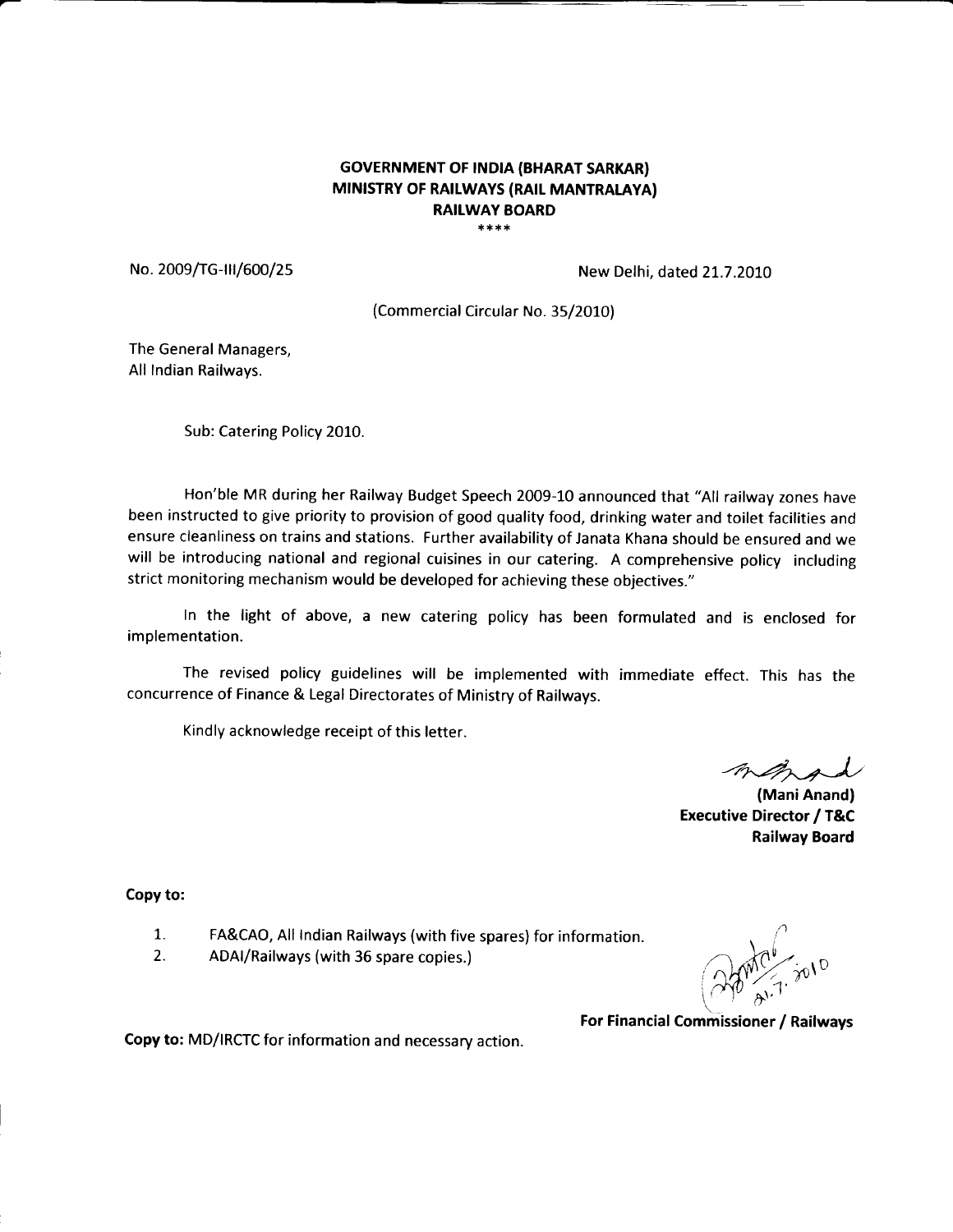**GOVERNMENT OF INDIA (BHARAT SARKAR)**
**MINISTRY OF RAILWAYS (RAIL MANTRALAYA)**
**RAILWAY BOARD**
****

No. 2009/TG-III/600/25 New Delhi, dated 21.7.2010

(Commercial Circular No. 35/2010)

The General Managers,
All Indian Railways.

Sub: Catering Policy 2010.

Hon'ble MR during her Railway Budget Speech 2009-10 announced that "All railway zones have been instructed to give priority to provision of good quality food, drinking water and toilet facilities and ensure cleanliness on trains and stations. Further availability of Janata Khana should be ensured and we will be introducing national and regional cuisines in our catering. A comprehensive policy including strict monitoring mechanism would be developed for achieving these objectives."

In the light of above, a new catering policy has been formulated and is enclosed for implementation.

The revised policy guidelines will be implemented with immediate effect. This has the concurrence of Finance & Legal Directorates of Ministry of Railways.

Kindly acknowledge receipt of this letter.

**(Mani Anand)**
**Executive Director / T&C**
**Railway Board**

**Copy to:**

1. FA&CAO, All Indian Railways (with five spares) for information.
2. ADAI/Railways (with 36 spare copies.)

21.7.2010

**For Financial Commissioner / Railways**

**Copy to:** MD/IRCTC for information and necessary action.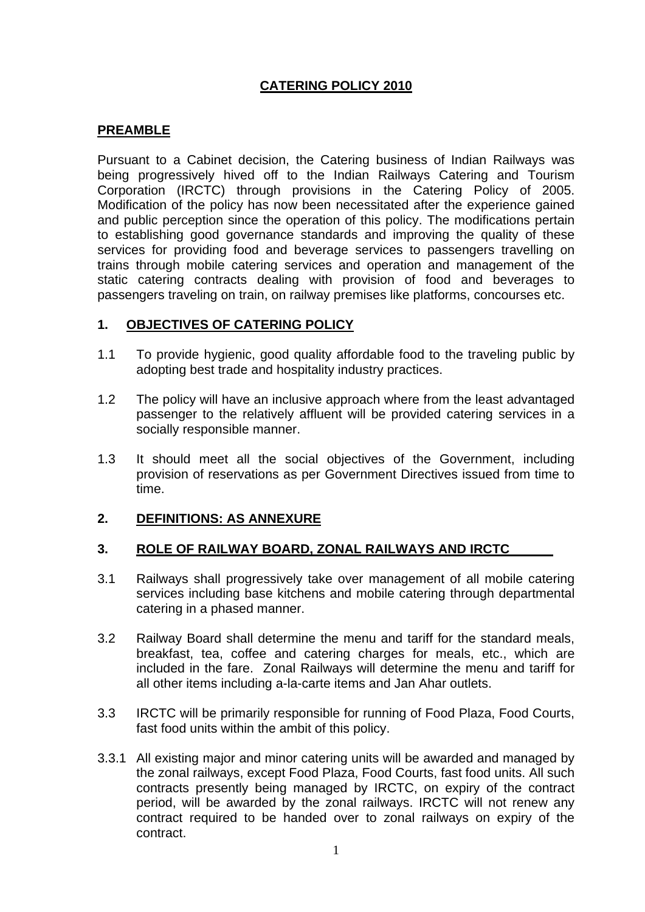# CATERING POLICY 2010

## PREAMBLE

Pursuant to a Cabinet decision, the Catering business of Indian Railways was being progressively hived off to the Indian Railways Catering and Tourism Corporation (IRCTC) through provisions in the Catering Policy of 2005. Modification of the policy has now been necessitated after the experience gained and public perception since the operation of this policy. The modifications pertain to establishing good governance standards and improving the quality of these services for providing food and beverage services to passengers travelling on trains through mobile catering services and operation and management of the static catering contracts dealing with provision of food and beverages to passengers traveling on train, on railway premises like platforms, concourses etc.

## 1. OBJECTIVES OF CATERING POLICY

1.1 To provide hygienic, good quality affordable food to the traveling public by adopting best trade and hospitality industry practices.

1.2 The policy will have an inclusive approach where from the least advantaged passenger to the relatively affluent will be provided catering services in a socially responsible manner.

1.3 It should meet all the social objectives of the Government, including provision of reservations as per Government Directives issued from time to time.

## 2. DEFINITIONS: AS ANNEXURE

## 3. ROLE OF RAILWAY BOARD, ZONAL RAILWAYS AND IRCTC

3.1 Railways shall progressively take over management of all mobile catering services including base kitchens and mobile catering through departmental catering in a phased manner.

3.2 Railway Board shall determine the menu and tariff for the standard meals, breakfast, tea, coffee and catering charges for meals, etc., which are included in the fare. Zonal Railways will determine the menu and tariff for all other items including a-la-carte items and Jan Ahar outlets.

3.3 IRCTC will be primarily responsible for running of Food Plaza, Food Courts, fast food units within the ambit of this policy.

3.3.1 All existing major and minor catering units will be awarded and managed by the zonal railways, except Food Plaza, Food Courts, fast food units. All such contracts presently being managed by IRCTC, on expiry of the contract period, will be awarded by the zonal railways. IRCTC will not renew any contract required to be handed over to zonal railways on expiry of the contract.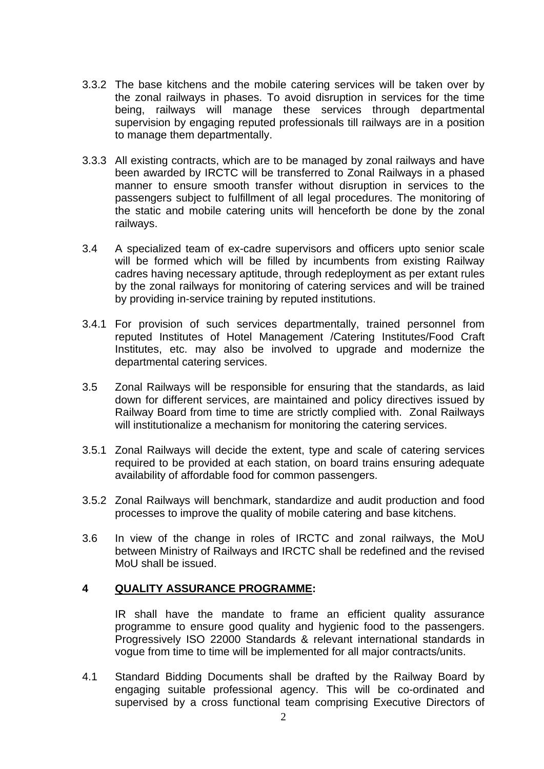3.3.2 The base kitchens and the mobile catering services will be taken over by the zonal railways in phases. To avoid disruption in services for the time being, railways will manage these services through departmental supervision by engaging reputed professionals till railways are in a position to manage them departmentally.

3.3.3 All existing contracts, which are to be managed by zonal railways and have been awarded by IRCTC will be transferred to Zonal Railways in a phased manner to ensure smooth transfer without disruption in services to the passengers subject to fulfillment of all legal procedures. The monitoring of the static and mobile catering units will henceforth be done by the zonal railways.

3.4 A specialized team of ex-cadre supervisors and officers upto senior scale will be formed which will be filled by incumbents from existing Railway cadres having necessary aptitude, through redeployment as per extant rules by the zonal railways for monitoring of catering services and will be trained by providing in-service training by reputed institutions.

3.4.1 For provision of such services departmentally, trained personnel from reputed Institutes of Hotel Management /Catering Institutes/Food Craft Institutes, etc. may also be involved to upgrade and modernize the departmental catering services.

3.5 Zonal Railways will be responsible for ensuring that the standards, as laid down for different services, are maintained and policy directives issued by Railway Board from time to time are strictly complied with. Zonal Railways will institutionalize a mechanism for monitoring the catering services.

3.5.1 Zonal Railways will decide the extent, type and scale of catering services required to be provided at each station, on board trains ensuring adequate availability of affordable food for common passengers.

3.5.2 Zonal Railways will benchmark, standardize and audit production and food processes to improve the quality of mobile catering and base kitchens.

3.6 In view of the change in roles of IRCTC and zonal railways, the MoU between Ministry of Railways and IRCTC shall be redefined and the revised MoU shall be issued.

## 4 QUALITY ASSURANCE PROGRAMME:

IR shall have the mandate to frame an efficient quality assurance programme to ensure good quality and hygienic food to the passengers. Progressively ISO 22000 Standards & relevant international standards in vogue from time to time will be implemented for all major contracts/units.

4.1 Standard Bidding Documents shall be drafted by the Railway Board by engaging suitable professional agency. This will be co-ordinated and supervised by a cross functional team comprising Executive Directors of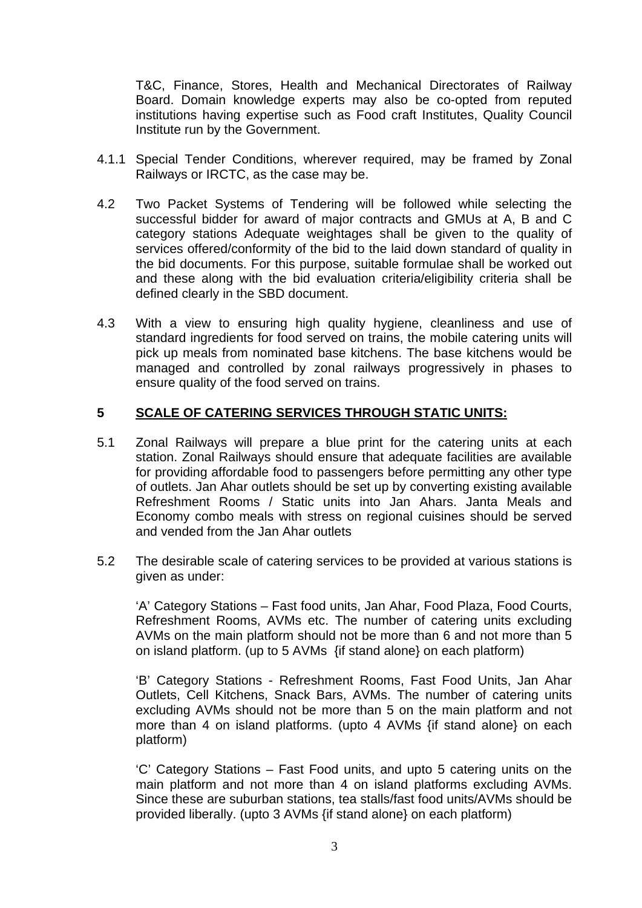T&C, Finance, Stores, Health and Mechanical Directorates of Railway Board. Domain knowledge experts may also be co-opted from reputed institutions having expertise such as Food craft Institutes, Quality Council Institute run by the Government.

4.1.1 Special Tender Conditions, wherever required, may be framed by Zonal Railways or IRCTC, as the case may be.

4.2 Two Packet Systems of Tendering will be followed while selecting the successful bidder for award of major contracts and GMUs at A, B and C category stations Adequate weightages shall be given to the quality of services offered/conformity of the bid to the laid down standard of quality in the bid documents. For this purpose, suitable formulae shall be worked out and these along with the bid evaluation criteria/eligibility criteria shall be defined clearly in the SBD document.

4.3 With a view to ensuring high quality hygiene, cleanliness and use of standard ingredients for food served on trains, the mobile catering units will pick up meals from nominated base kitchens. The base kitchens would be managed and controlled by zonal railways progressively in phases to ensure quality of the food served on trains.

## 5 <u>SCALE OF CATERING SERVICES THROUGH STATIC UNITS:</u>

5.1 Zonal Railways will prepare a blue print for the catering units at each station. Zonal Railways should ensure that adequate facilities are available for providing affordable food to passengers before permitting any other type of outlets. Jan Ahar outlets should be set up by converting existing available Refreshment Rooms / Static units into Jan Ahars. Janta Meals and Economy combo meals with stress on regional cuisines should be served and vended from the Jan Ahar outlets

5.2 The desirable scale of catering services to be provided at various stations is given as under:

'A' Category Stations – Fast food units, Jan Ahar, Food Plaza, Food Courts, Refreshment Rooms, AVMs etc. The number of catering units excluding AVMs on the main platform should not be more than 6 and not more than 5 on island platform. (up to 5 AVMs {if stand alone} on each platform)

'B' Category Stations - Refreshment Rooms, Fast Food Units, Jan Ahar Outlets, Cell Kitchens, Snack Bars, AVMs. The number of catering units excluding AVMs should not be more than 5 on the main platform and not more than 4 on island platforms. (upto 4 AVMs {if stand alone} on each platform)

'C' Category Stations – Fast Food units, and upto 5 catering units on the main platform and not more than 4 on island platforms excluding AVMs. Since these are suburban stations, tea stalls/fast food units/AVMs should be provided liberally. (upto 3 AVMs {if stand alone} on each platform)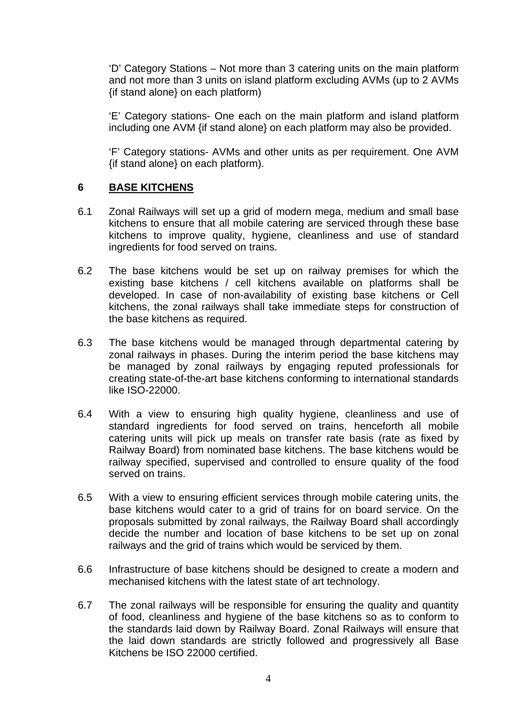'D' Category Stations – Not more than 3 catering units on the main platform and not more than 3 units on island platform excluding AVMs (up to 2 AVMs {if stand alone} on each platform)

'E' Category stations- One each on the main platform and island platform including one AVM {if stand alone} on each platform may also be provided.

'F' Category stations- AVMs and other units as per requirement. One AVM {if stand alone} on each platform).

## 6 BASE KITCHENS

6.1 Zonal Railways will set up a grid of modern mega, medium and small base kitchens to ensure that all mobile catering are serviced through these base kitchens to improve quality, hygiene, cleanliness and use of standard ingredients for food served on trains.

6.2 The base kitchens would be set up on railway premises for which the existing base kitchens / cell kitchens available on platforms shall be developed. In case of non-availability of existing base kitchens or Cell kitchens, the zonal railways shall take immediate steps for construction of the base kitchens as required.

6.3 The base kitchens would be managed through departmental catering by zonal railways in phases. During the interim period the base kitchens may be managed by zonal railways by engaging reputed professionals for creating state-of-the-art base kitchens conforming to international standards like ISO-22000.

6.4 With a view to ensuring high quality hygiene, cleanliness and use of standard ingredients for food served on trains, henceforth all mobile catering units will pick up meals on transfer rate basis (rate as fixed by Railway Board) from nominated base kitchens. The base kitchens would be railway specified, supervised and controlled to ensure quality of the food served on trains.

6.5 With a view to ensuring efficient services through mobile catering units, the base kitchens would cater to a grid of trains for on board service. On the proposals submitted by zonal railways, the Railway Board shall accordingly decide the number and location of base kitchens to be set up on zonal railways and the grid of trains which would be serviced by them.

6.6 Infrastructure of base kitchens should be designed to create a modern and mechanised kitchens with the latest state of art technology.

6.7 The zonal railways will be responsible for ensuring the quality and quantity of food, cleanliness and hygiene of the base kitchens so as to conform to the standards laid down by Railway Board. Zonal Railways will ensure that the laid down standards are strictly followed and progressively all Base Kitchens be ISO 22000 certified.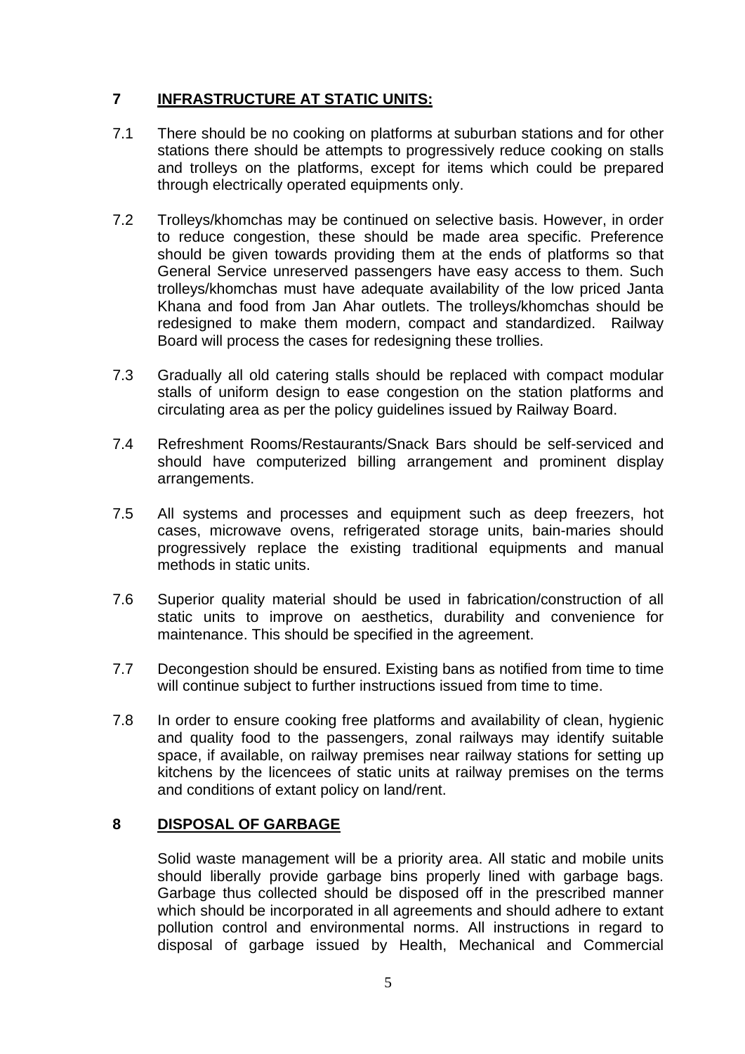## 7 INFRASTRUCTURE AT STATIC UNITS:

7.1 There should be no cooking on platforms at suburban stations and for other stations there should be attempts to progressively reduce cooking on stalls and trolleys on the platforms, except for items which could be prepared through electrically operated equipments only.

7.2 Trolleys/khomchas may be continued on selective basis. However, in order to reduce congestion, these should be made area specific. Preference should be given towards providing them at the ends of platforms so that General Service unreserved passengers have easy access to them. Such trolleys/khomchas must have adequate availability of the low priced Janta Khana and food from Jan Ahar outlets. The trolleys/khomchas should be redesigned to make them modern, compact and standardized. Railway Board will process the cases for redesigning these trollies.

7.3 Gradually all old catering stalls should be replaced with compact modular stalls of uniform design to ease congestion on the station platforms and circulating area as per the policy guidelines issued by Railway Board.

7.4 Refreshment Rooms/Restaurants/Snack Bars should be self-serviced and should have computerized billing arrangement and prominent display arrangements.

7.5 All systems and processes and equipment such as deep freezers, hot cases, microwave ovens, refrigerated storage units, bain-maries should progressively replace the existing traditional equipments and manual methods in static units.

7.6 Superior quality material should be used in fabrication/construction of all static units to improve on aesthetics, durability and convenience for maintenance. This should be specified in the agreement.

7.7 Decongestion should be ensured. Existing bans as notified from time to time will continue subject to further instructions issued from time to time.

7.8 In order to ensure cooking free platforms and availability of clean, hygienic and quality food to the passengers, zonal railways may identify suitable space, if available, on railway premises near railway stations for setting up kitchens by the licencees of static units at railway premises on the terms and conditions of extant policy on land/rent.

## 8 DISPOSAL OF GARBAGE

Solid waste management will be a priority area. All static and mobile units should liberally provide garbage bins properly lined with garbage bags. Garbage thus collected should be disposed off in the prescribed manner which should be incorporated in all agreements and should adhere to extant pollution control and environmental norms. All instructions in regard to disposal of garbage issued by Health, Mechanical and Commercial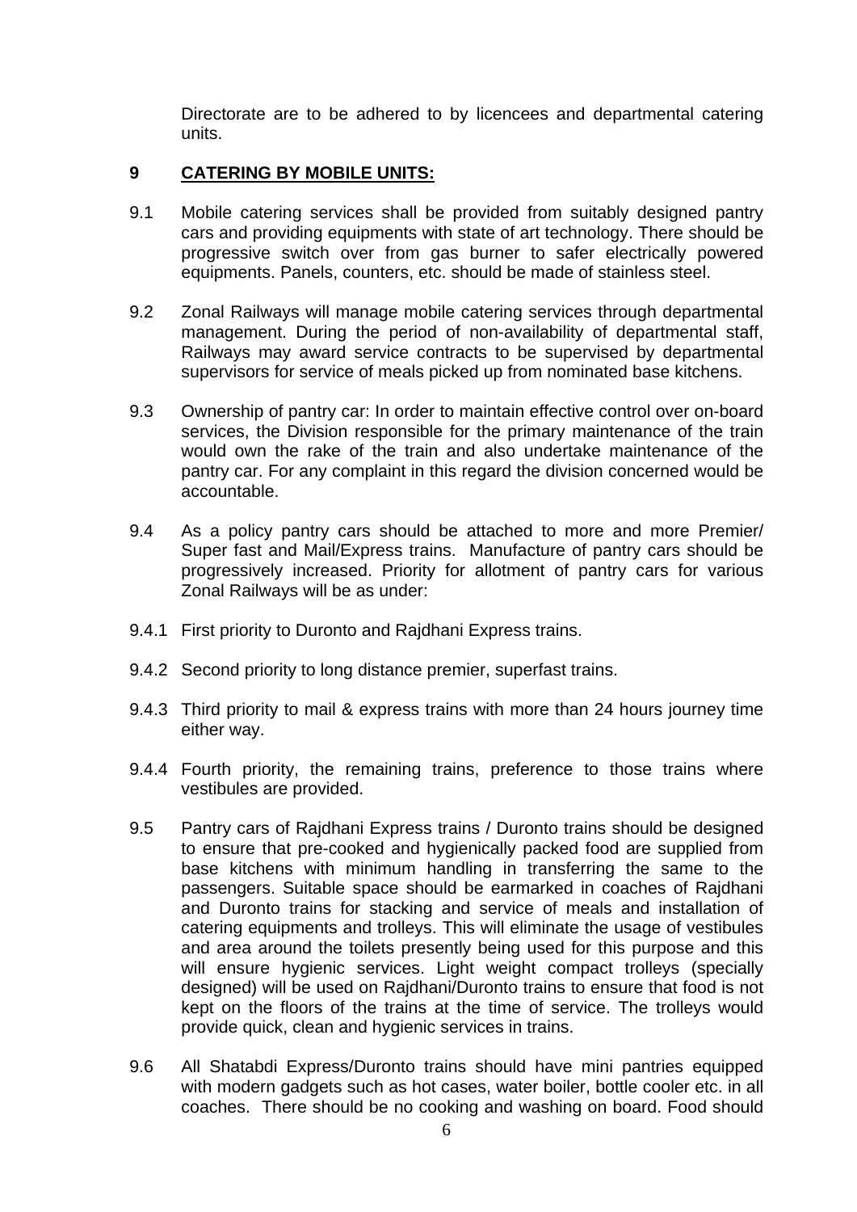Directorate are to be adhered to by licencees and departmental catering units.

## 9 CATERING BY MOBILE UNITS:

9.1 Mobile catering services shall be provided from suitably designed pantry cars and providing equipments with state of art technology. There should be progressive switch over from gas burner to safer electrically powered equipments. Panels, counters, etc. should be made of stainless steel.

9.2 Zonal Railways will manage mobile catering services through departmental management. During the period of non-availability of departmental staff, Railways may award service contracts to be supervised by departmental supervisors for service of meals picked up from nominated base kitchens.

9.3 Ownership of pantry car: In order to maintain effective control over on-board services, the Division responsible for the primary maintenance of the train would own the rake of the train and also undertake maintenance of the pantry car. For any complaint in this regard the division concerned would be accountable.

9.4 As a policy pantry cars should be attached to more and more Premier/ Super fast and Mail/Express trains. Manufacture of pantry cars should be progressively increased. Priority for allotment of pantry cars for various Zonal Railways will be as under:

9.4.1 First priority to Duronto and Rajdhani Express trains.

9.4.2 Second priority to long distance premier, superfast trains.

9.4.3 Third priority to mail & express trains with more than 24 hours journey time either way.

9.4.4 Fourth priority, the remaining trains, preference to those trains where vestibules are provided.

9.5 Pantry cars of Rajdhani Express trains / Duronto trains should be designed to ensure that pre-cooked and hygienically packed food are supplied from base kitchens with minimum handling in transferring the same to the passengers. Suitable space should be earmarked in coaches of Rajdhani and Duronto trains for stacking and service of meals and installation of catering equipments and trolleys. This will eliminate the usage of vestibules and area around the toilets presently being used for this purpose and this will ensure hygienic services. Light weight compact trolleys (specially designed) will be used on Rajdhani/Duronto trains to ensure that food is not kept on the floors of the trains at the time of service. The trolleys would provide quick, clean and hygienic services in trains.

9.6 All Shatabdi Express/Duronto trains should have mini pantries equipped with modern gadgets such as hot cases, water boiler, bottle cooler etc. in all coaches. There should be no cooking and washing on board. Food should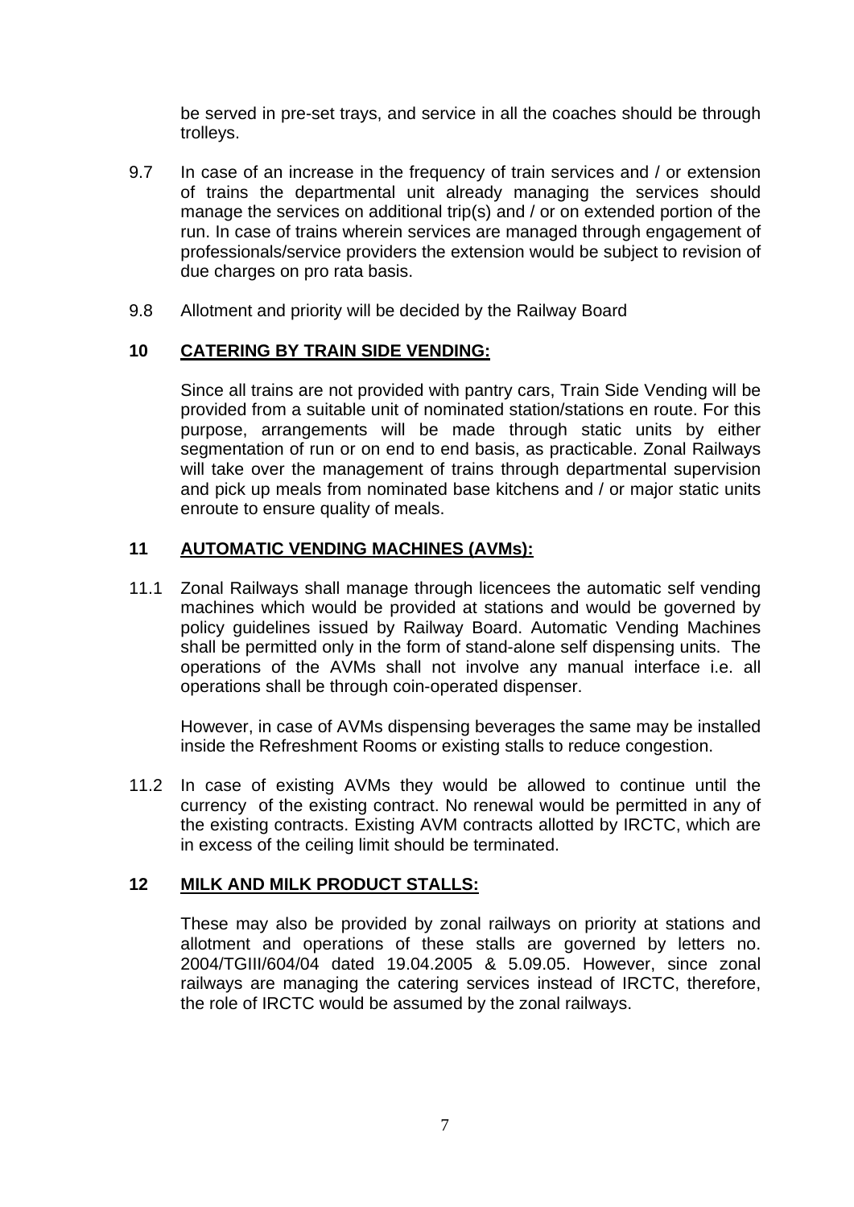be served in pre-set trays, and service in all the coaches should be through trolleys.

9.7 In case of an increase in the frequency of train services and / or extension of trains the departmental unit already managing the services should manage the services on additional trip(s) and / or on extended portion of the run. In case of trains wherein services are managed through engagement of professionals/service providers the extension would be subject to revision of due charges on pro rata basis.

9.8 Allotment and priority will be decided by the Railway Board

## 10 CATERING BY TRAIN SIDE VENDING:

Since all trains are not provided with pantry cars, Train Side Vending will be provided from a suitable unit of nominated station/stations en route. For this purpose, arrangements will be made through static units by either segmentation of run or on end to end basis, as practicable. Zonal Railways will take over the management of trains through departmental supervision and pick up meals from nominated base kitchens and / or major static units enroute to ensure quality of meals.

## 11 AUTOMATIC VENDING MACHINES (AVMs):

11.1 Zonal Railways shall manage through licencees the automatic self vending machines which would be provided at stations and would be governed by policy guidelines issued by Railway Board. Automatic Vending Machines shall be permitted only in the form of stand-alone self dispensing units. The operations of the AVMs shall not involve any manual interface i.e. all operations shall be through coin-operated dispenser.

However, in case of AVMs dispensing beverages the same may be installed inside the Refreshment Rooms or existing stalls to reduce congestion.

11.2 In case of existing AVMs they would be allowed to continue until the currency of the existing contract. No renewal would be permitted in any of the existing contracts. Existing AVM contracts allotted by IRCTC, which are in excess of the ceiling limit should be terminated.

## 12 MILK AND MILK PRODUCT STALLS:

These may also be provided by zonal railways on priority at stations and allotment and operations of these stalls are governed by letters no. 2004/TGIII/604/04 dated 19.04.2005 & 5.09.05. However, since zonal railways are managing the catering services instead of IRCTC, therefore, the role of IRCTC would be assumed by the zonal railways.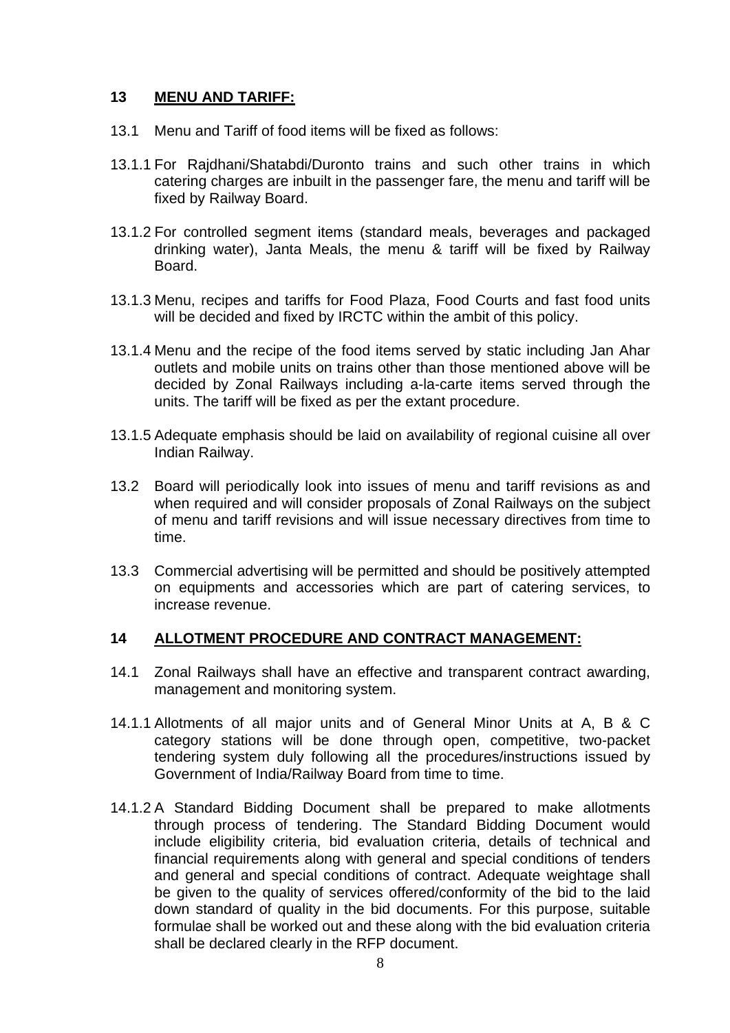## 13 MENU AND TARIFF:

13.1 Menu and Tariff of food items will be fixed as follows:

13.1.1 For Rajdhani/Shatabdi/Duronto trains and such other trains in which catering charges are inbuilt in the passenger fare, the menu and tariff will be fixed by Railway Board.

13.1.2 For controlled segment items (standard meals, beverages and packaged drinking water), Janta Meals, the menu & tariff will be fixed by Railway Board.

13.1.3 Menu, recipes and tariffs for Food Plaza, Food Courts and fast food units will be decided and fixed by IRCTC within the ambit of this policy.

13.1.4 Menu and the recipe of the food items served by static including Jan Ahar outlets and mobile units on trains other than those mentioned above will be decided by Zonal Railways including a-la-carte items served through the units. The tariff will be fixed as per the extant procedure.

13.1.5 Adequate emphasis should be laid on availability of regional cuisine all over Indian Railway.

13.2 Board will periodically look into issues of menu and tariff revisions as and when required and will consider proposals of Zonal Railways on the subject of menu and tariff revisions and will issue necessary directives from time to time.

13.3 Commercial advertising will be permitted and should be positively attempted on equipments and accessories which are part of catering services, to increase revenue.

## 14 ALLOTMENT PROCEDURE AND CONTRACT MANAGEMENT:

14.1 Zonal Railways shall have an effective and transparent contract awarding, management and monitoring system.

14.1.1 Allotments of all major units and of General Minor Units at A, B & C category stations will be done through open, competitive, two-packet tendering system duly following all the procedures/instructions issued by Government of India/Railway Board from time to time.

14.1.2 A Standard Bidding Document shall be prepared to make allotments through process of tendering. The Standard Bidding Document would include eligibility criteria, bid evaluation criteria, details of technical and financial requirements along with general and special conditions of tenders and general and special conditions of contract. Adequate weightage shall be given to the quality of services offered/conformity of the bid to the laid down standard of quality in the bid documents. For this purpose, suitable formulae shall be worked out and these along with the bid evaluation criteria shall be declared clearly in the RFP document.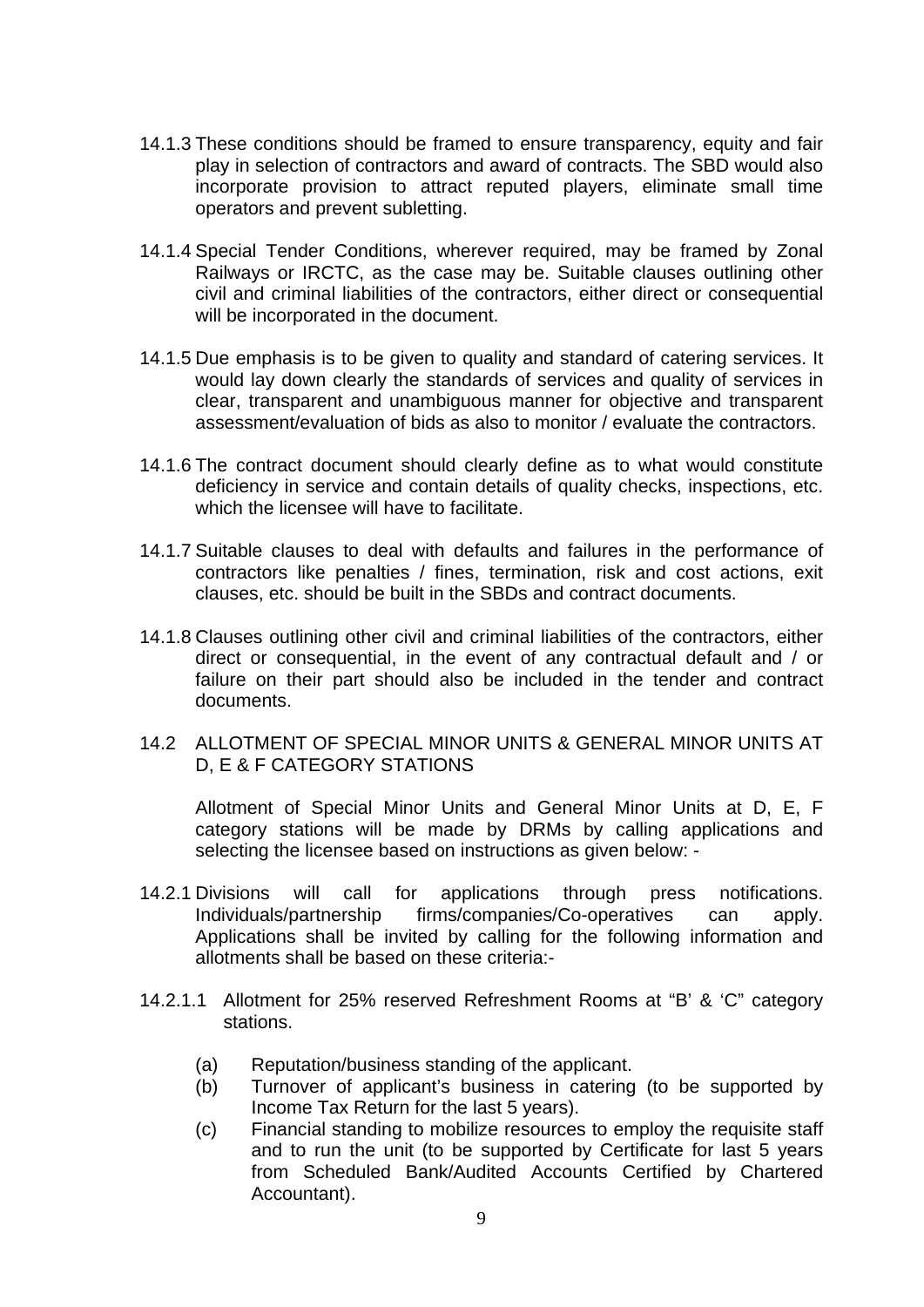14.1.3 These conditions should be framed to ensure transparency, equity and fair play in selection of contractors and award of contracts. The SBD would also incorporate provision to attract reputed players, eliminate small time operators and prevent subletting.

14.1.4 Special Tender Conditions, wherever required, may be framed by Zonal Railways or IRCTC, as the case may be. Suitable clauses outlining other civil and criminal liabilities of the contractors, either direct or consequential will be incorporated in the document.

14.1.5 Due emphasis is to be given to quality and standard of catering services. It would lay down clearly the standards of services and quality of services in clear, transparent and unambiguous manner for objective and transparent assessment/evaluation of bids as also to monitor / evaluate the contractors.

14.1.6 The contract document should clearly define as to what would constitute deficiency in service and contain details of quality checks, inspections, etc. which the licensee will have to facilitate.

14.1.7 Suitable clauses to deal with defaults and failures in the performance of contractors like penalties / fines, termination, risk and cost actions, exit clauses, etc. should be built in the SBDs and contract documents.

14.1.8 Clauses outlining other civil and criminal liabilities of the contractors, either direct or consequential, in the event of any contractual default and / or failure on their part should also be included in the tender and contract documents.

## 14.2 ALLOTMENT OF SPECIAL MINOR UNITS & GENERAL MINOR UNITS AT D, E & F CATEGORY STATIONS

Allotment of Special Minor Units and General Minor Units at D, E, F category stations will be made by DRMs by calling applications and selecting the licensee based on instructions as given below: -

14.2.1 Divisions will call for applications through press notifications. Individuals/partnership firms/companies/Co-operatives can apply. Applications shall be invited by calling for the following information and allotments shall be based on these criteria:-

14.2.1.1 Allotment for 25% reserved Refreshment Rooms at "B' & 'C" category stations.

- (a) Reputation/business standing of the applicant.
- (b) Turnover of applicant's business in catering (to be supported by Income Tax Return for the last 5 years).
- (c) Financial standing to mobilize resources to employ the requisite staff and to run the unit (to be supported by Certificate for last 5 years from Scheduled Bank/Audited Accounts Certified by Chartered Accountant).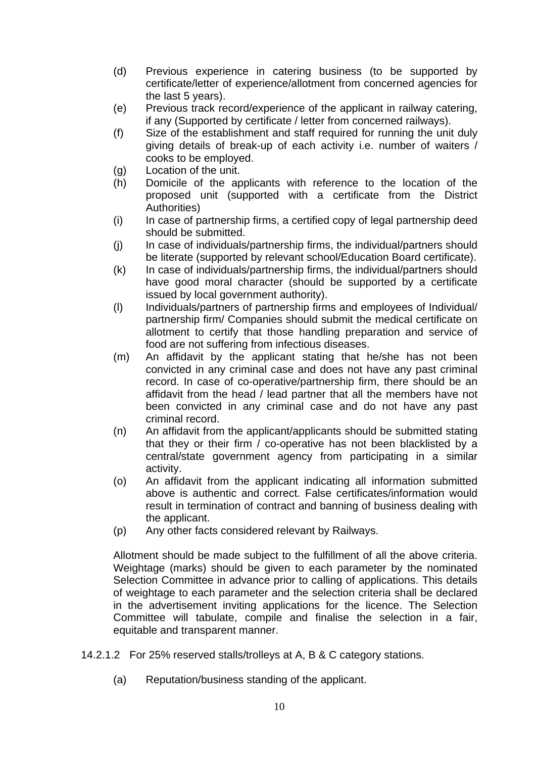(d) Previous experience in catering business (to be supported by certificate/letter of experience/allotment from concerned agencies for the last 5 years).

(e) Previous track record/experience of the applicant in railway catering, if any (Supported by certificate / letter from concerned railways).

(f) Size of the establishment and staff required for running the unit duly giving details of break-up of each activity i.e. number of waiters / cooks to be employed.

(g) Location of the unit.

(h) Domicile of the applicants with reference to the location of the proposed unit (supported with a certificate from the District Authorities)

(i) In case of partnership firms, a certified copy of legal partnership deed should be submitted.

(j) In case of individuals/partnership firms, the individual/partners should be literate (supported by relevant school/Education Board certificate).

(k) In case of individuals/partnership firms, the individual/partners should have good moral character (should be supported by a certificate issued by local government authority).

(l) Individuals/partners of partnership firms and employees of Individual/ partnership firm/ Companies should submit the medical certificate on allotment to certify that those handling preparation and service of food are not suffering from infectious diseases.

(m) An affidavit by the applicant stating that he/she has not been convicted in any criminal case and does not have any past criminal record. In case of co-operative/partnership firm, there should be an affidavit from the head / lead partner that all the members have not been convicted in any criminal case and do not have any past criminal record.

(n) An affidavit from the applicant/applicants should be submitted stating that they or their firm / co-operative has not been blacklisted by a central/state government agency from participating in a similar activity.

(o) An affidavit from the applicant indicating all information submitted above is authentic and correct. False certificates/information would result in termination of contract and banning of business dealing with the applicant.

(p) Any other facts considered relevant by Railways.

Allotment should be made subject to the fulfillment of all the above criteria. Weightage (marks) should be given to each parameter by the nominated Selection Committee in advance prior to calling of applications. This details of weightage to each parameter and the selection criteria shall be declared in the advertisement inviting applications for the licence. The Selection Committee will tabulate, compile and finalise the selection in a fair, equitable and transparent manner.

14.2.1.2 For 25% reserved stalls/trolleys at A, B & C category stations.

(a) Reputation/business standing of the applicant.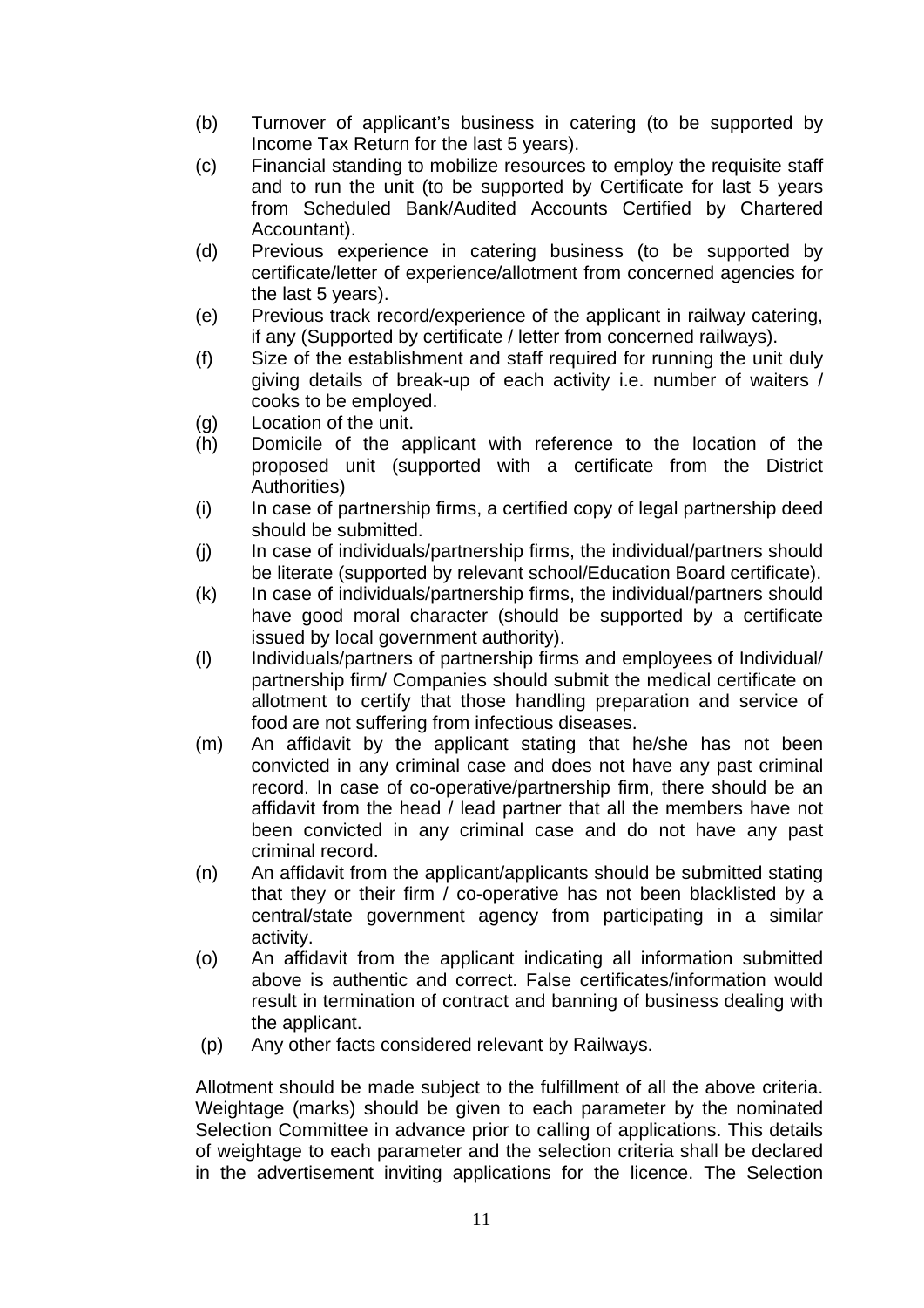(b) Turnover of applicant's business in catering (to be supported by Income Tax Return for the last 5 years).

(c) Financial standing to mobilize resources to employ the requisite staff and to run the unit (to be supported by Certificate for last 5 years from Scheduled Bank/Audited Accounts Certified by Chartered Accountant).

(d) Previous experience in catering business (to be supported by certificate/letter of experience/allotment from concerned agencies for the last 5 years).

(e) Previous track record/experience of the applicant in railway catering, if any (Supported by certificate / letter from concerned railways).

(f) Size of the establishment and staff required for running the unit duly giving details of break-up of each activity i.e. number of waiters / cooks to be employed.

(g) Location of the unit.

(h) Domicile of the applicant with reference to the location of the proposed unit (supported with a certificate from the District Authorities)

(i) In case of partnership firms, a certified copy of legal partnership deed should be submitted.

(j) In case of individuals/partnership firms, the individual/partners should be literate (supported by relevant school/Education Board certificate).

(k) In case of individuals/partnership firms, the individual/partners should have good moral character (should be supported by a certificate issued by local government authority).

(l) Individuals/partners of partnership firms and employees of Individual/ partnership firm/ Companies should submit the medical certificate on allotment to certify that those handling preparation and service of food are not suffering from infectious diseases.

(m) An affidavit by the applicant stating that he/she has not been convicted in any criminal case and does not have any past criminal record. In case of co-operative/partnership firm, there should be an affidavit from the head / lead partner that all the members have not been convicted in any criminal case and do not have any past criminal record.

(n) An affidavit from the applicant/applicants should be submitted stating that they or their firm / co-operative has not been blacklisted by a central/state government agency from participating in a similar activity.

(o) An affidavit from the applicant indicating all information submitted above is authentic and correct. False certificates/information would result in termination of contract and banning of business dealing with the applicant.

(p) Any other facts considered relevant by Railways.

Allotment should be made subject to the fulfillment of all the above criteria. Weightage (marks) should be given to each parameter by the nominated Selection Committee in advance prior to calling of applications. This details of weightage to each parameter and the selection criteria shall be declared in the advertisement inviting applications for the licence. The Selection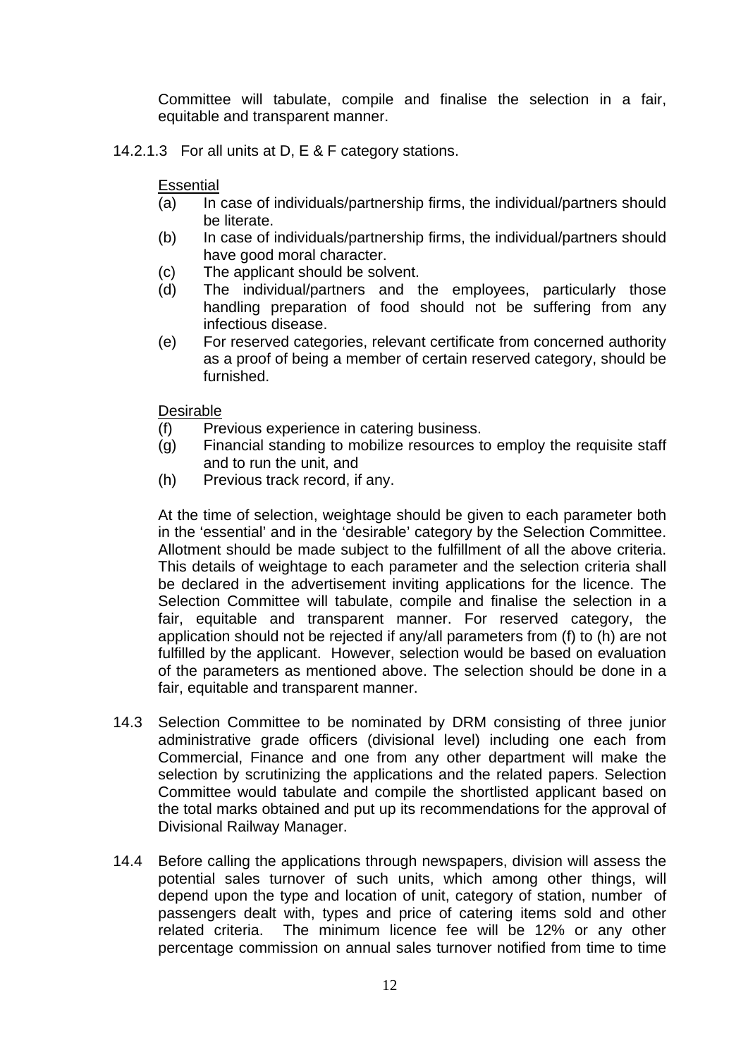Committee will tabulate, compile and finalise the selection in a fair, equitable and transparent manner.

14.2.1.3 For all units at D, E & F category stations.

Essential

(a) In case of individuals/partnership firms, the individual/partners should be literate.

(b) In case of individuals/partnership firms, the individual/partners should have good moral character.

(c) The applicant should be solvent.

(d) The individual/partners and the employees, particularly those handling preparation of food should not be suffering from any infectious disease.

(e) For reserved categories, relevant certificate from concerned authority as a proof of being a member of certain reserved category, should be furnished.

Desirable

(f) Previous experience in catering business.

(g) Financial standing to mobilize resources to employ the requisite staff and to run the unit, and

(h) Previous track record, if any.

At the time of selection, weightage should be given to each parameter both in the 'essential' and in the 'desirable' category by the Selection Committee. Allotment should be made subject to the fulfillment of all the above criteria. This details of weightage to each parameter and the selection criteria shall be declared in the advertisement inviting applications for the licence. The Selection Committee will tabulate, compile and finalise the selection in a fair, equitable and transparent manner. For reserved category, the application should not be rejected if any/all parameters from (f) to (h) are not fulfilled by the applicant. However, selection would be based on evaluation of the parameters as mentioned above. The selection should be done in a fair, equitable and transparent manner.

14.3 Selection Committee to be nominated by DRM consisting of three junior administrative grade officers (divisional level) including one each from Commercial, Finance and one from any other department will make the selection by scrutinizing the applications and the related papers. Selection Committee would tabulate and compile the shortlisted applicant based on the total marks obtained and put up its recommendations for the approval of Divisional Railway Manager.

14.4 Before calling the applications through newspapers, division will assess the potential sales turnover of such units, which among other things, will depend upon the type and location of unit, category of station, number of passengers dealt with, types and price of catering items sold and other related criteria. The minimum licence fee will be 12% or any other percentage commission on annual sales turnover notified from time to time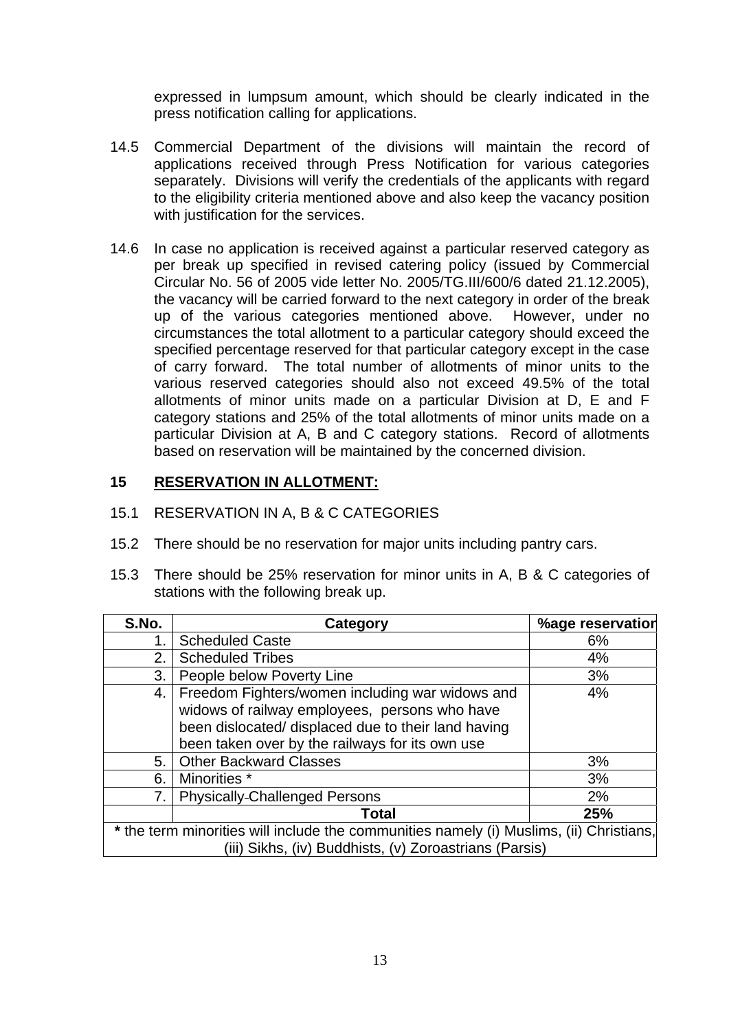expressed in lumpsum amount, which should be clearly indicated in the press notification calling for applications.

14.5 Commercial Department of the divisions will maintain the record of applications received through Press Notification for various categories separately. Divisions will verify the credentials of the applicants with regard to the eligibility criteria mentioned above and also keep the vacancy position with justification for the services.

14.6 In case no application is received against a particular reserved category as per break up specified in revised catering policy (issued by Commercial Circular No. 56 of 2005 vide letter No. 2005/TG.III/600/6 dated 21.12.2005), the vacancy will be carried forward to the next category in order of the break up of the various categories mentioned above. However, under no circumstances the total allotment to a particular category should exceed the specified percentage reserved for that particular category except in the case of carry forward. The total number of allotments of minor units to the various reserved categories should also not exceed 49.5% of the total allotments of minor units made on a particular Division at D, E and F category stations and 25% of the total allotments of minor units made on a particular Division at A, B and C category stations. Record of allotments based on reservation will be maintained by the concerned division.

## 15 RESERVATION IN ALLOTMENT:

15.1 RESERVATION IN A, B & C CATEGORIES

15.2 There should be no reservation for major units including pantry cars.

15.3 There should be 25% reservation for minor units in A, B & C categories of stations with the following break up.

| S.No. | Category | %age reservation |
|---|---|---|
| 1. | Scheduled Caste | 6% |
| 2. | Scheduled Tribes | 4% |
| 3. | People below Poverty Line | 3% |
| 4. | Freedom Fighters/women including war widows and widows of railway employees, persons who have been dislocated/ displaced due to their land having been taken over by the railways for its own use | 4% |
| 5. | Other Backward Classes | 3% |
| 6. | Minorities * | 3% |
| 7. | Physically-Challenged Persons | 2% |
| | **Total** | **25%** |

**\*** the term minorities will include the communities namely (i) Muslims, (ii) Christians, (iii) Sikhs, (iv) Buddhists, (v) Zoroastrians (Parsis)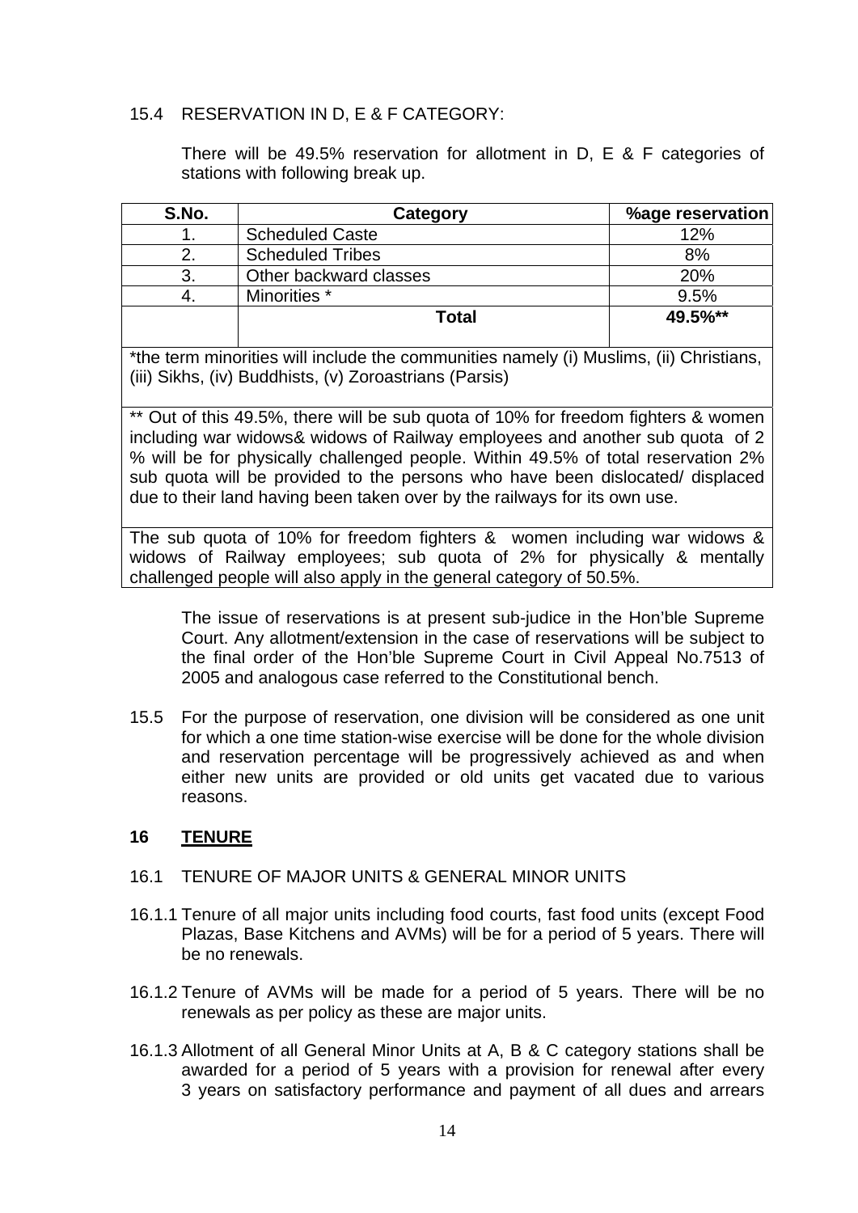15.4 RESERVATION IN D, E & F CATEGORY:

There will be 49.5% reservation for allotment in D, E & F categories of stations with following break up.

| S.No. | Category | %age reservation |
|---|---|---|
| 1. | Scheduled Caste | 12% |
| 2. | Scheduled Tribes | 8% |
| 3. | Other backward classes | 20% |
| 4. | Minorities * | 9.5% |
| | **Total** | **49.5%\*\*** |

*the term minorities will include the communities namely (i) Muslims, (ii) Christians, (iii) Sikhs, (iv) Buddhists, (v) Zoroastrians (Parsis)

** Out of this 49.5%, there will be sub quota of 10% for freedom fighters & women including war widows& widows of Railway employees and another sub quota of 2 % will be for physically challenged people. Within 49.5% of total reservation 2% sub quota will be provided to the persons who have been dislocated/ displaced due to their land having been taken over by the railways for its own use.

The sub quota of 10% for freedom fighters & women including war widows & widows of Railway employees; sub quota of 2% for physically & mentally challenged people will also apply in the general category of 50.5%.

The issue of reservations is at present sub-judice in the Hon'ble Supreme Court. Any allotment/extension in the case of reservations will be subject to the final order of the Hon'ble Supreme Court in Civil Appeal No.7513 of 2005 and analogous case referred to the Constitutional bench.

15.5 For the purpose of reservation, one division will be considered as one unit for which a one time station-wise exercise will be done for the whole division and reservation percentage will be progressively achieved as and when either new units are provided or old units get vacated due to various reasons.

## 16 <u>TENURE</u>

16.1 TENURE OF MAJOR UNITS & GENERAL MINOR UNITS

16.1.1 Tenure of all major units including food courts, fast food units (except Food Plazas, Base Kitchens and AVMs) will be for a period of 5 years. There will be no renewals.

16.1.2 Tenure of AVMs will be made for a period of 5 years. There will be no renewals as per policy as these are major units.

16.1.3 Allotment of all General Minor Units at A, B & C category stations shall be awarded for a period of 5 years with a provision for renewal after every 3 years on satisfactory performance and payment of all dues and arrears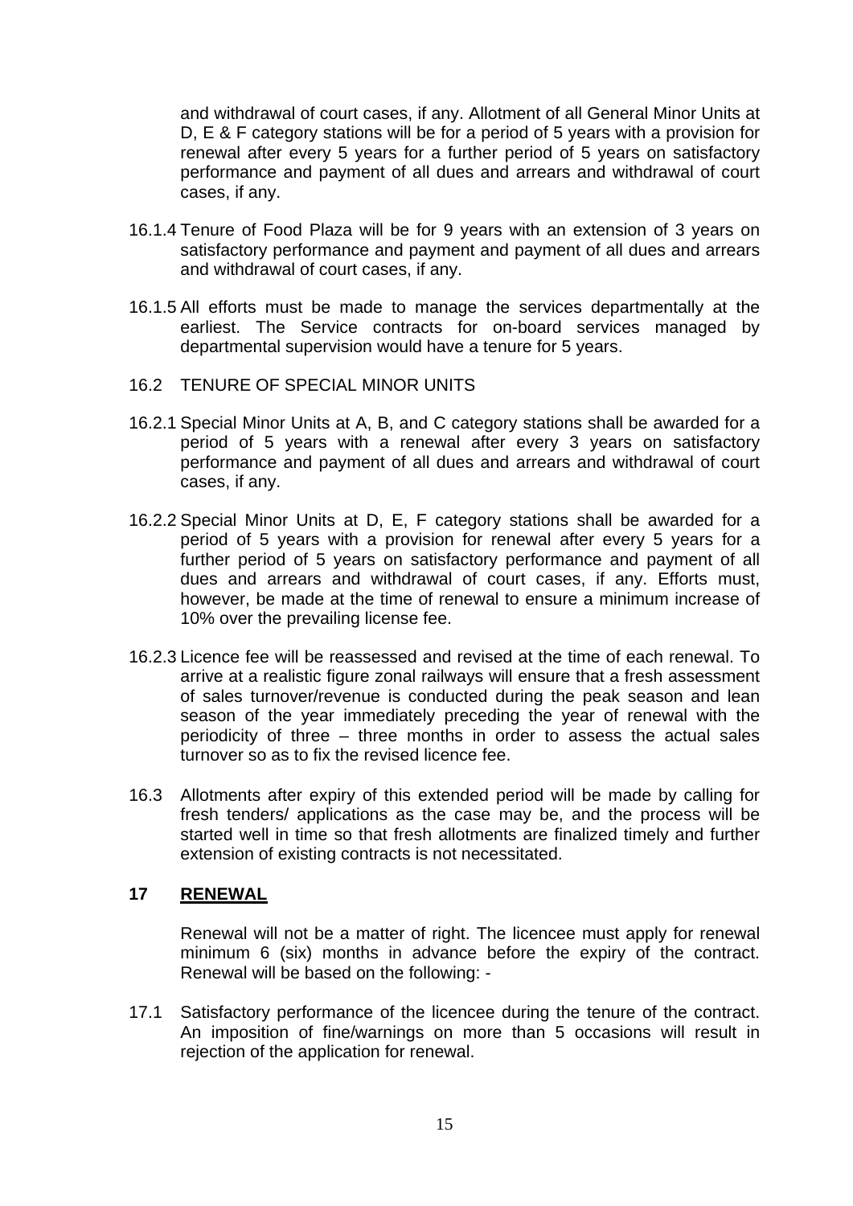and withdrawal of court cases, if any. Allotment of all General Minor Units at D, E & F category stations will be for a period of 5 years with a provision for renewal after every 5 years for a further period of 5 years on satisfactory performance and payment of all dues and arrears and withdrawal of court cases, if any.

16.1.4 Tenure of Food Plaza will be for 9 years with an extension of 3 years on satisfactory performance and payment and payment of all dues and arrears and withdrawal of court cases, if any.

16.1.5 All efforts must be made to manage the services departmentally at the earliest. The Service contracts for on-board services managed by departmental supervision would have a tenure for 5 years.

16.2 TENURE OF SPECIAL MINOR UNITS

16.2.1 Special Minor Units at A, B, and C category stations shall be awarded for a period of 5 years with a renewal after every 3 years on satisfactory performance and payment of all dues and arrears and withdrawal of court cases, if any.

16.2.2 Special Minor Units at D, E, F category stations shall be awarded for a period of 5 years with a provision for renewal after every 5 years for a further period of 5 years on satisfactory performance and payment of all dues and arrears and withdrawal of court cases, if any. Efforts must, however, be made at the time of renewal to ensure a minimum increase of 10% over the prevailing license fee.

16.2.3 Licence fee will be reassessed and revised at the time of each renewal. To arrive at a realistic figure zonal railways will ensure that a fresh assessment of sales turnover/revenue is conducted during the peak season and lean season of the year immediately preceding the year of renewal with the periodicity of three – three months in order to assess the actual sales turnover so as to fix the revised licence fee.

16.3 Allotments after expiry of this extended period will be made by calling for fresh tenders/ applications as the case may be, and the process will be started well in time so that fresh allotments are finalized timely and further extension of existing contracts is not necessitated.

## 17 RENEWAL

Renewal will not be a matter of right. The licencee must apply for renewal minimum 6 (six) months in advance before the expiry of the contract. Renewal will be based on the following: -

17.1 Satisfactory performance of the licencee during the tenure of the contract. An imposition of fine/warnings on more than 5 occasions will result in rejection of the application for renewal.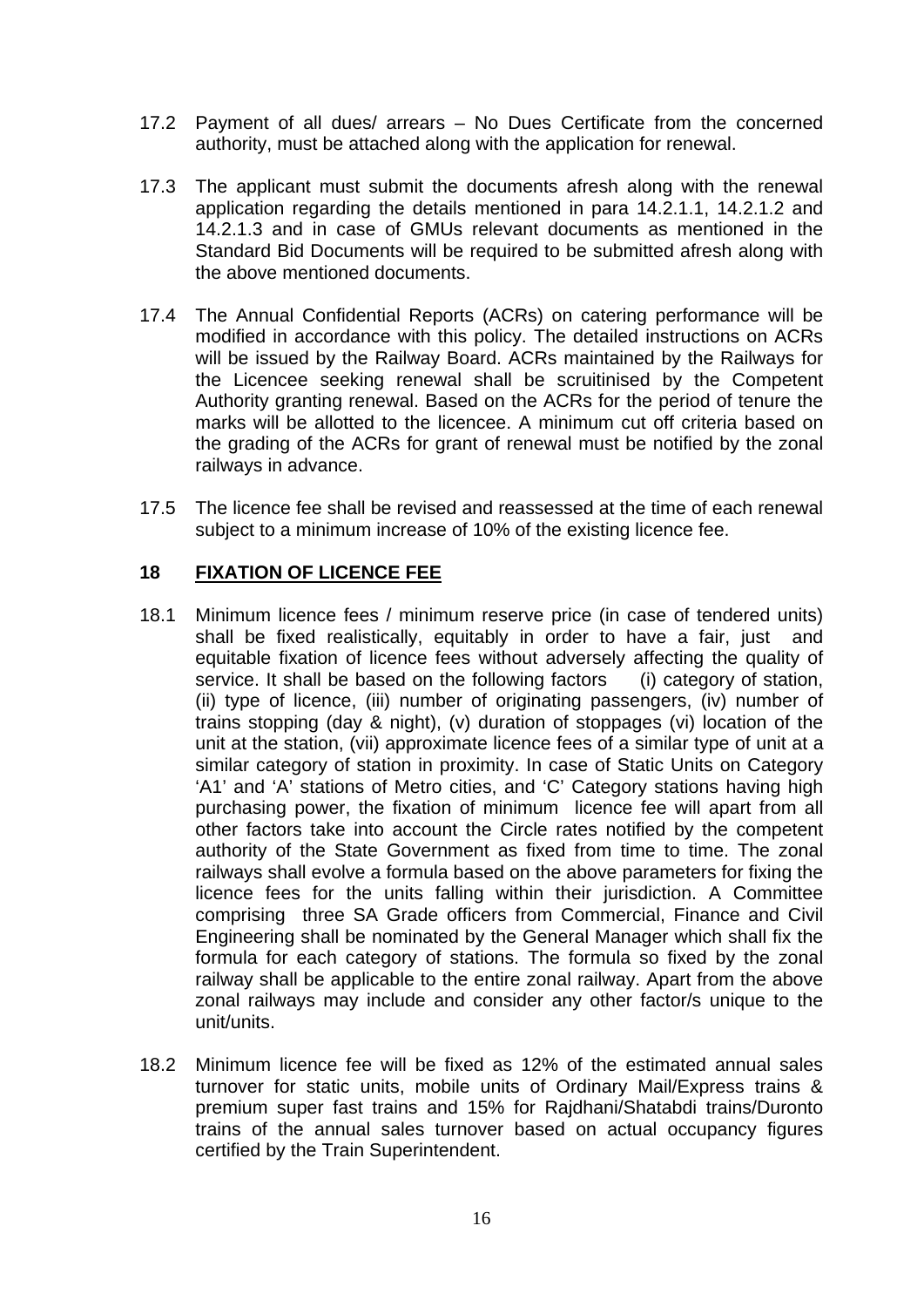17.2 Payment of all dues/ arrears – No Dues Certificate from the concerned authority, must be attached along with the application for renewal.

17.3 The applicant must submit the documents afresh along with the renewal application regarding the details mentioned in para 14.2.1.1, 14.2.1.2 and 14.2.1.3 and in case of GMUs relevant documents as mentioned in the Standard Bid Documents will be required to be submitted afresh along with the above mentioned documents.

17.4 The Annual Confidential Reports (ACRs) on catering performance will be modified in accordance with this policy. The detailed instructions on ACRs will be issued by the Railway Board. ACRs maintained by the Railways for the Licencee seeking renewal shall be scruitinised by the Competent Authority granting renewal. Based on the ACRs for the period of tenure the marks will be allotted to the licencee. A minimum cut off criteria based on the grading of the ACRs for grant of renewal must be notified by the zonal railways in advance.

17.5 The licence fee shall be revised and reassessed at the time of each renewal subject to a minimum increase of 10% of the existing licence fee.

## 18 FIXATION OF LICENCE FEE

18.1 Minimum licence fees / minimum reserve price (in case of tendered units) shall be fixed realistically, equitably in order to have a fair, just and equitable fixation of licence fees without adversely affecting the quality of service. It shall be based on the following factors (i) category of station, (ii) type of licence, (iii) number of originating passengers, (iv) number of trains stopping (day & night), (v) duration of stoppages (vi) location of the unit at the station, (vii) approximate licence fees of a similar type of unit at a similar category of station in proximity. In case of Static Units on Category 'A1' and 'A' stations of Metro cities, and 'C' Category stations having high purchasing power, the fixation of minimum licence fee will apart from all other factors take into account the Circle rates notified by the competent authority of the State Government as fixed from time to time. The zonal railways shall evolve a formula based on the above parameters for fixing the licence fees for the units falling within their jurisdiction. A Committee comprising three SA Grade officers from Commercial, Finance and Civil Engineering shall be nominated by the General Manager which shall fix the formula for each category of stations. The formula so fixed by the zonal railway shall be applicable to the entire zonal railway. Apart from the above zonal railways may include and consider any other factor/s unique to the unit/units.

18.2 Minimum licence fee will be fixed as 12% of the estimated annual sales turnover for static units, mobile units of Ordinary Mail/Express trains & premium super fast trains and 15% for Rajdhani/Shatabdi trains/Duronto trains of the annual sales turnover based on actual occupancy figures certified by the Train Superintendent.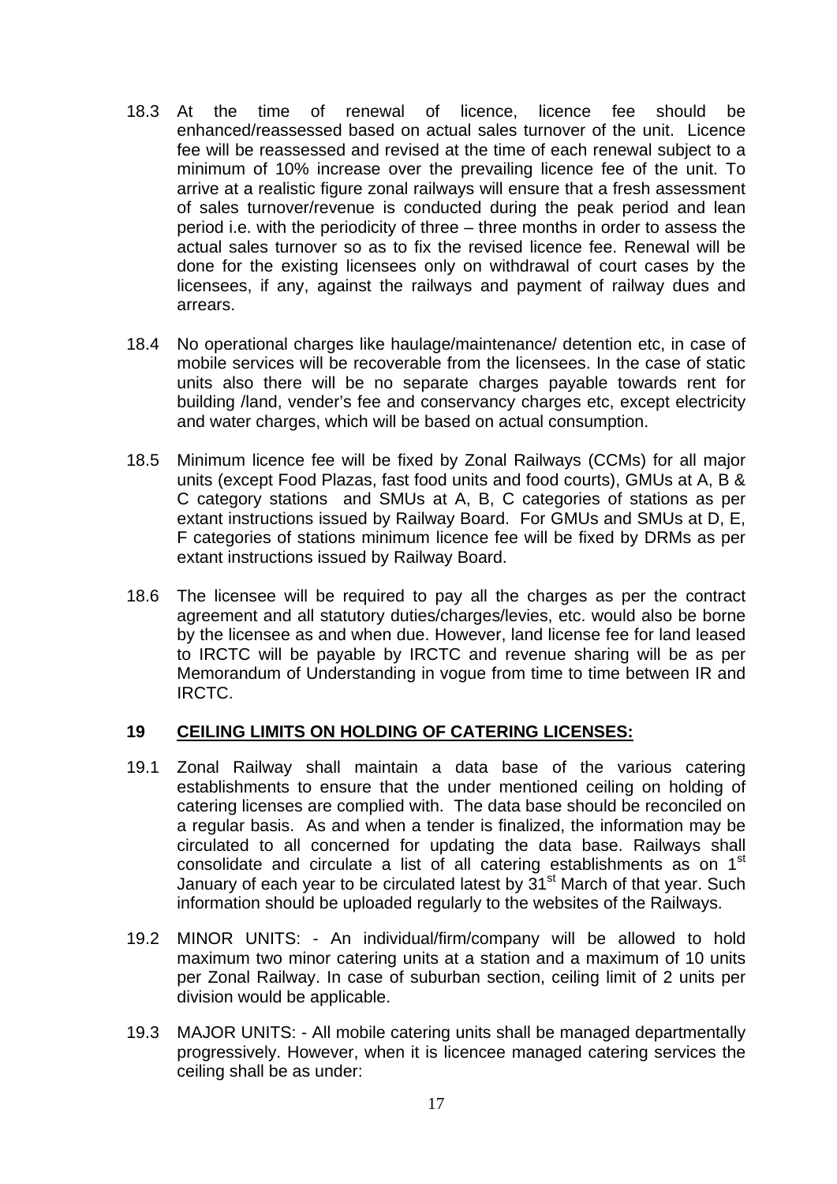18.3 At the time of renewal of licence, licence fee should be enhanced/reassessed based on actual sales turnover of the unit. Licence fee will be reassessed and revised at the time of each renewal subject to a minimum of 10% increase over the prevailing licence fee of the unit. To arrive at a realistic figure zonal railways will ensure that a fresh assessment of sales turnover/revenue is conducted during the peak period and lean period i.e. with the periodicity of three – three months in order to assess the actual sales turnover so as to fix the revised licence fee. Renewal will be done for the existing licensees only on withdrawal of court cases by the licensees, if any, against the railways and payment of railway dues and arrears.

18.4 No operational charges like haulage/maintenance/ detention etc, in case of mobile services will be recoverable from the licensees. In the case of static units also there will be no separate charges payable towards rent for building /land, vender's fee and conservancy charges etc, except electricity and water charges, which will be based on actual consumption.

18.5 Minimum licence fee will be fixed by Zonal Railways (CCMs) for all major units (except Food Plazas, fast food units and food courts), GMUs at A, B & C category stations and SMUs at A, B, C categories of stations as per extant instructions issued by Railway Board. For GMUs and SMUs at D, E, F categories of stations minimum licence fee will be fixed by DRMs as per extant instructions issued by Railway Board.

18.6 The licensee will be required to pay all the charges as per the contract agreement and all statutory duties/charges/levies, etc. would also be borne by the licensee as and when due. However, land license fee for land leased to IRCTC will be payable by IRCTC and revenue sharing will be as per Memorandum of Understanding in vogue from time to time between IR and IRCTC.

## 19 CEILING LIMITS ON HOLDING OF CATERING LICENSES:

19.1 Zonal Railway shall maintain a data base of the various catering establishments to ensure that the under mentioned ceiling on holding of catering licenses are complied with. The data base should be reconciled on a regular basis. As and when a tender is finalized, the information may be circulated to all concerned for updating the data base. Railways shall consolidate and circulate a list of all catering establishments as on 1st January of each year to be circulated latest by 31st March of that year. Such information should be uploaded regularly to the websites of the Railways.

19.2 MINOR UNITS: - An individual/firm/company will be allowed to hold maximum two minor catering units at a station and a maximum of 10 units per Zonal Railway. In case of suburban section, ceiling limit of 2 units per division would be applicable.

19.3 MAJOR UNITS: - All mobile catering units shall be managed departmentally progressively. However, when it is licencee managed catering services the ceiling shall be as under: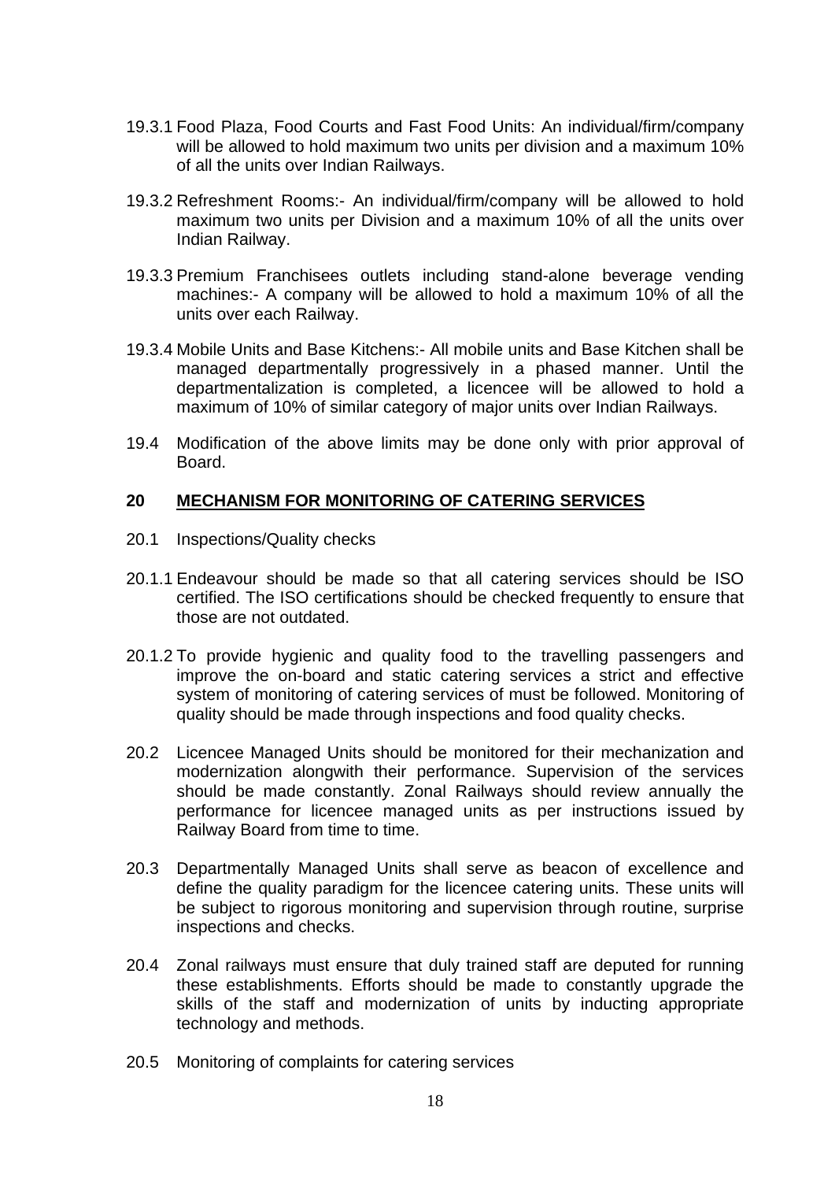19.3.1 Food Plaza, Food Courts and Fast Food Units: An individual/firm/company will be allowed to hold maximum two units per division and a maximum 10% of all the units over Indian Railways.

19.3.2 Refreshment Rooms:- An individual/firm/company will be allowed to hold maximum two units per Division and a maximum 10% of all the units over Indian Railway.

19.3.3 Premium Franchisees outlets including stand-alone beverage vending machines:- A company will be allowed to hold a maximum 10% of all the units over each Railway.

19.3.4 Mobile Units and Base Kitchens:- All mobile units and Base Kitchen shall be managed departmentally progressively in a phased manner. Until the departmentalization is completed, a licencee will be allowed to hold a maximum of 10% of similar category of major units over Indian Railways.

19.4 Modification of the above limits may be done only with prior approval of Board.

## 20 MECHANISM FOR MONITORING OF CATERING SERVICES

20.1 Inspections/Quality checks

20.1.1 Endeavour should be made so that all catering services should be ISO certified. The ISO certifications should be checked frequently to ensure that those are not outdated.

20.1.2 To provide hygienic and quality food to the travelling passengers and improve the on-board and static catering services a strict and effective system of monitoring of catering services of must be followed. Monitoring of quality should be made through inspections and food quality checks.

20.2 Licencee Managed Units should be monitored for their mechanization and modernization alongwith their performance. Supervision of the services should be made constantly. Zonal Railways should review annually the performance for licencee managed units as per instructions issued by Railway Board from time to time.

20.3 Departmentally Managed Units shall serve as beacon of excellence and define the quality paradigm for the licencee catering units. These units will be subject to rigorous monitoring and supervision through routine, surprise inspections and checks.

20.4 Zonal railways must ensure that duly trained staff are deputed for running these establishments. Efforts should be made to constantly upgrade the skills of the staff and modernization of units by inducting appropriate technology and methods.

20.5 Monitoring of complaints for catering services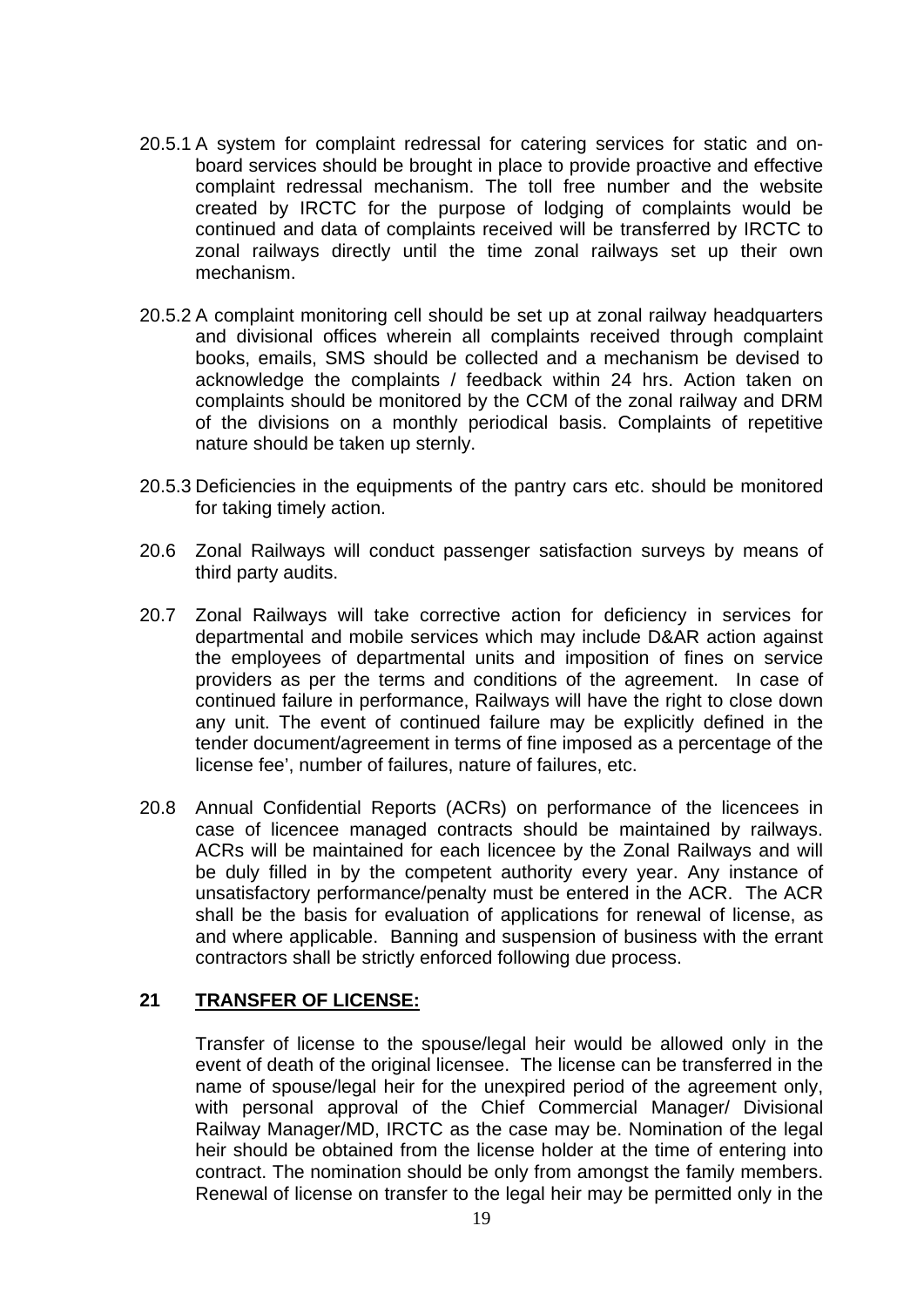20.5.1 A system for complaint redressal for catering services for static and on-board services should be brought in place to provide proactive and effective complaint redressal mechanism. The toll free number and the website created by IRCTC for the purpose of lodging of complaints would be continued and data of complaints received will be transferred by IRCTC to zonal railways directly until the time zonal railways set up their own mechanism.

20.5.2 A complaint monitoring cell should be set up at zonal railway headquarters and divisional offices wherein all complaints received through complaint books, emails, SMS should be collected and a mechanism be devised to acknowledge the complaints / feedback within 24 hrs. Action taken on complaints should be monitored by the CCM of the zonal railway and DRM of the divisions on a monthly periodical basis. Complaints of repetitive nature should be taken up sternly.

20.5.3 Deficiencies in the equipments of the pantry cars etc. should be monitored for taking timely action.

20.6 Zonal Railways will conduct passenger satisfaction surveys by means of third party audits.

20.7 Zonal Railways will take corrective action for deficiency in services for departmental and mobile services which may include D&AR action against the employees of departmental units and imposition of fines on service providers as per the terms and conditions of the agreement. In case of continued failure in performance, Railways will have the right to close down any unit. The event of continued failure may be explicitly defined in the tender document/agreement in terms of fine imposed as a percentage of the license fee', number of failures, nature of failures, etc.

20.8 Annual Confidential Reports (ACRs) on performance of the licencees in case of licencee managed contracts should be maintained by railways. ACRs will be maintained for each licencee by the Zonal Railways and will be duly filled in by the competent authority every year. Any instance of unsatisfactory performance/penalty must be entered in the ACR. The ACR shall be the basis for evaluation of applications for renewal of license, as and where applicable. Banning and suspension of business with the errant contractors shall be strictly enforced following due process.

## 21 TRANSFER OF LICENSE:

Transfer of license to the spouse/legal heir would be allowed only in the event of death of the original licensee. The license can be transferred in the name of spouse/legal heir for the unexpired period of the agreement only, with personal approval of the Chief Commercial Manager/ Divisional Railway Manager/MD, IRCTC as the case may be. Nomination of the legal heir should be obtained from the license holder at the time of entering into contract. The nomination should be only from amongst the family members. Renewal of license on transfer to the legal heir may be permitted only in the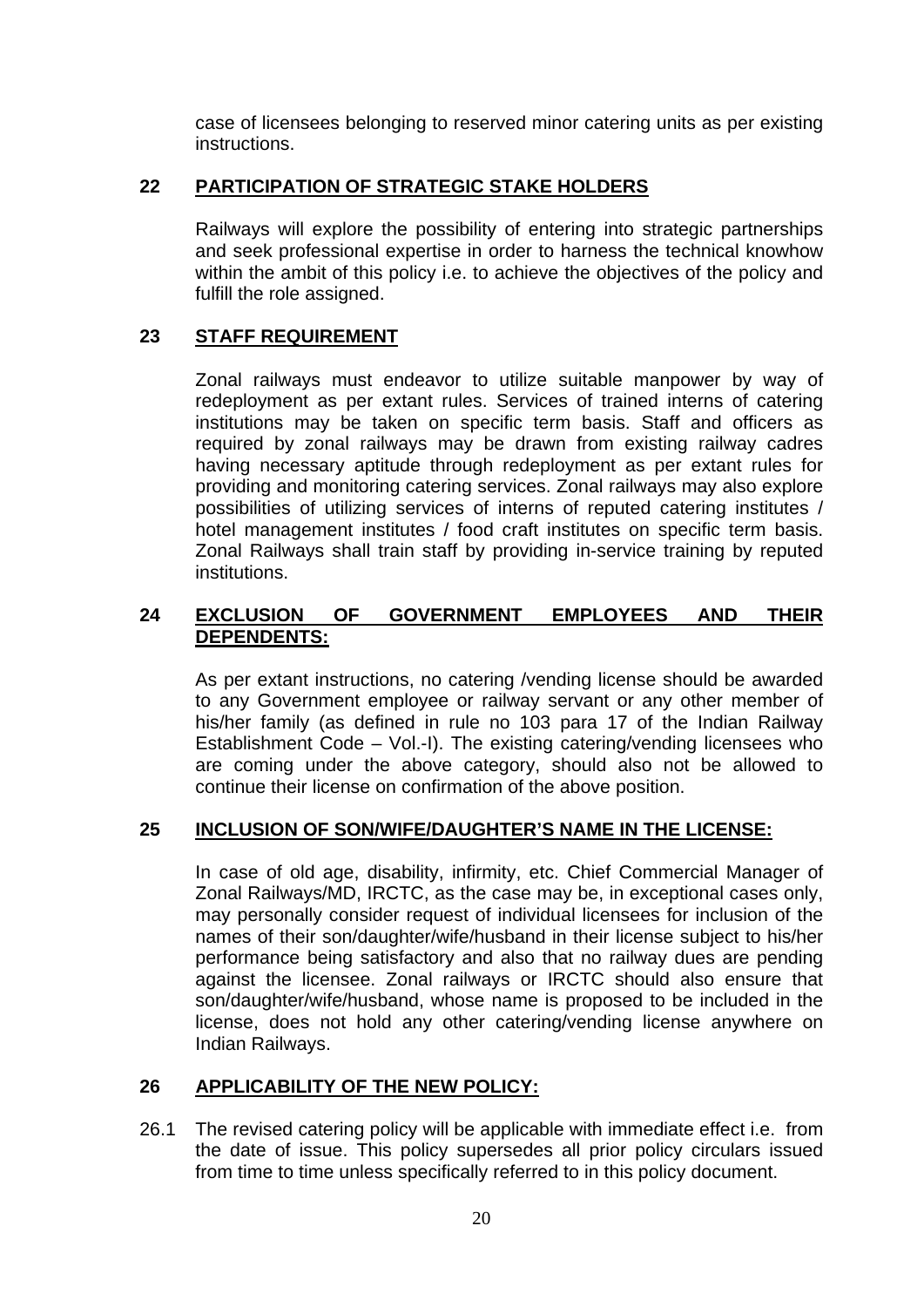case of licensees belonging to reserved minor catering units as per existing instructions.

## 22 PARTICIPATION OF STRATEGIC STAKE HOLDERS

Railways will explore the possibility of entering into strategic partnerships and seek professional expertise in order to harness the technical knowhow within the ambit of this policy i.e. to achieve the objectives of the policy and fulfill the role assigned.

## 23 STAFF REQUIREMENT

Zonal railways must endeavor to utilize suitable manpower by way of redeployment as per extant rules. Services of trained interns of catering institutions may be taken on specific term basis. Staff and officers as required by zonal railways may be drawn from existing railway cadres having necessary aptitude through redeployment as per extant rules for providing and monitoring catering services. Zonal railways may also explore possibilities of utilizing services of interns of reputed catering institutes / hotel management institutes / food craft institutes on specific term basis. Zonal Railways shall train staff by providing in-service training by reputed institutions.

## 24 EXCLUSION OF GOVERNMENT EMPLOYEES AND THEIR DEPENDENTS:

As per extant instructions, no catering /vending license should be awarded to any Government employee or railway servant or any other member of his/her family (as defined in rule no 103 para 17 of the Indian Railway Establishment Code – Vol.-I). The existing catering/vending licensees who are coming under the above category, should also not be allowed to continue their license on confirmation of the above position.

## 25 INCLUSION OF SON/WIFE/DAUGHTER'S NAME IN THE LICENSE:

In case of old age, disability, infirmity, etc. Chief Commercial Manager of Zonal Railways/MD, IRCTC, as the case may be, in exceptional cases only, may personally consider request of individual licensees for inclusion of the names of their son/daughter/wife/husband in their license subject to his/her performance being satisfactory and also that no railway dues are pending against the licensee. Zonal railways or IRCTC should also ensure that son/daughter/wife/husband, whose name is proposed to be included in the license, does not hold any other catering/vending license anywhere on Indian Railways.

## 26 APPLICABILITY OF THE NEW POLICY:

26.1 The revised catering policy will be applicable with immediate effect i.e. from the date of issue. This policy supersedes all prior policy circulars issued from time to time unless specifically referred to in this policy document.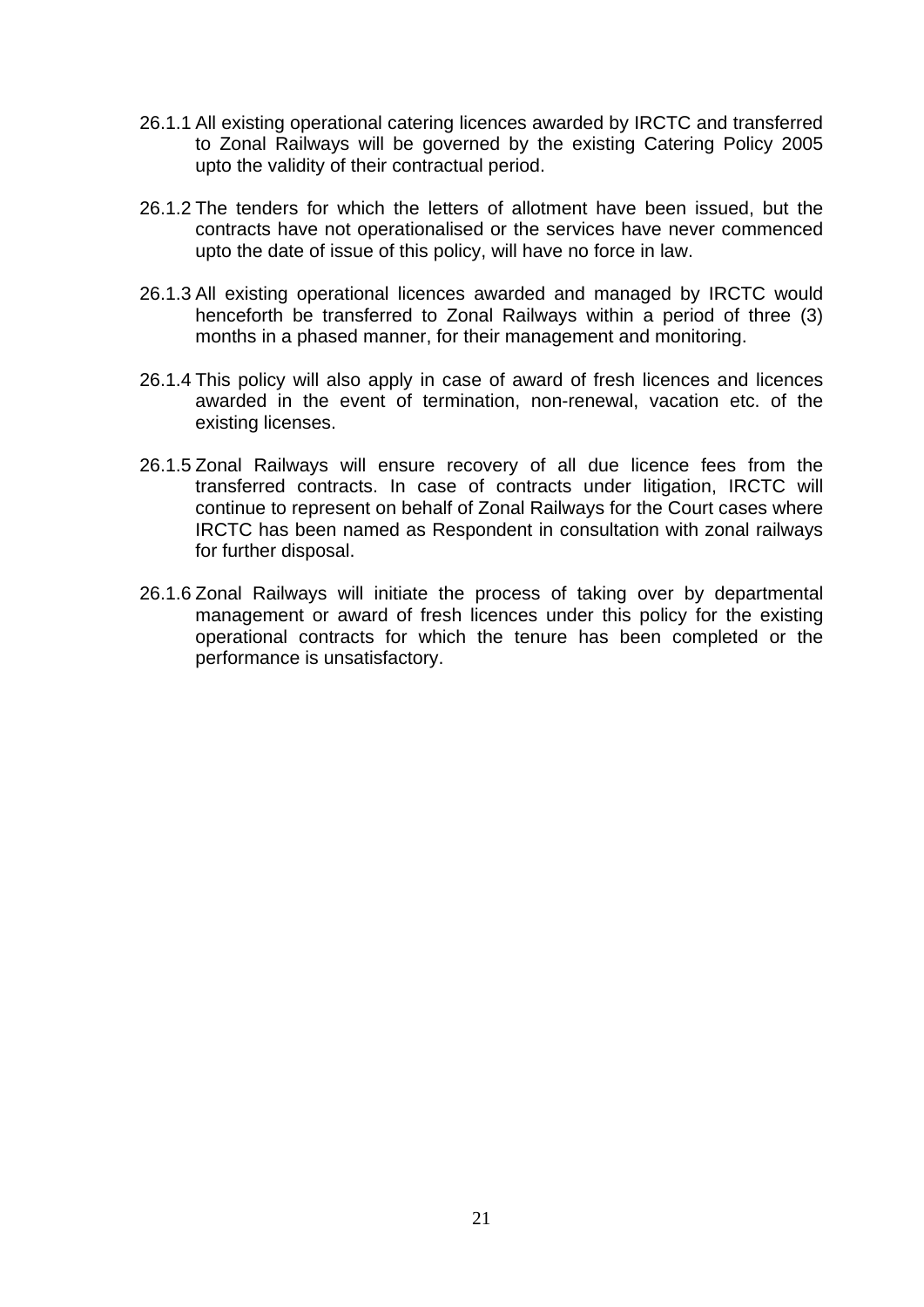26.1.1 All existing operational catering licences awarded by IRCTC and transferred to Zonal Railways will be governed by the existing Catering Policy 2005 upto the validity of their contractual period.

26.1.2 The tenders for which the letters of allotment have been issued, but the contracts have not operationalised or the services have never commenced upto the date of issue of this policy, will have no force in law.

26.1.3 All existing operational licences awarded and managed by IRCTC would henceforth be transferred to Zonal Railways within a period of three (3) months in a phased manner, for their management and monitoring.

26.1.4 This policy will also apply in case of award of fresh licences and licences awarded in the event of termination, non-renewal, vacation etc. of the existing licenses.

26.1.5 Zonal Railways will ensure recovery of all due licence fees from the transferred contracts. In case of contracts under litigation, IRCTC will continue to represent on behalf of Zonal Railways for the Court cases where IRCTC has been named as Respondent in consultation with zonal railways for further disposal.

26.1.6 Zonal Railways will initiate the process of taking over by departmental management or award of fresh licences under this policy for the existing operational contracts for which the tenure has been completed or the performance is unsatisfactory.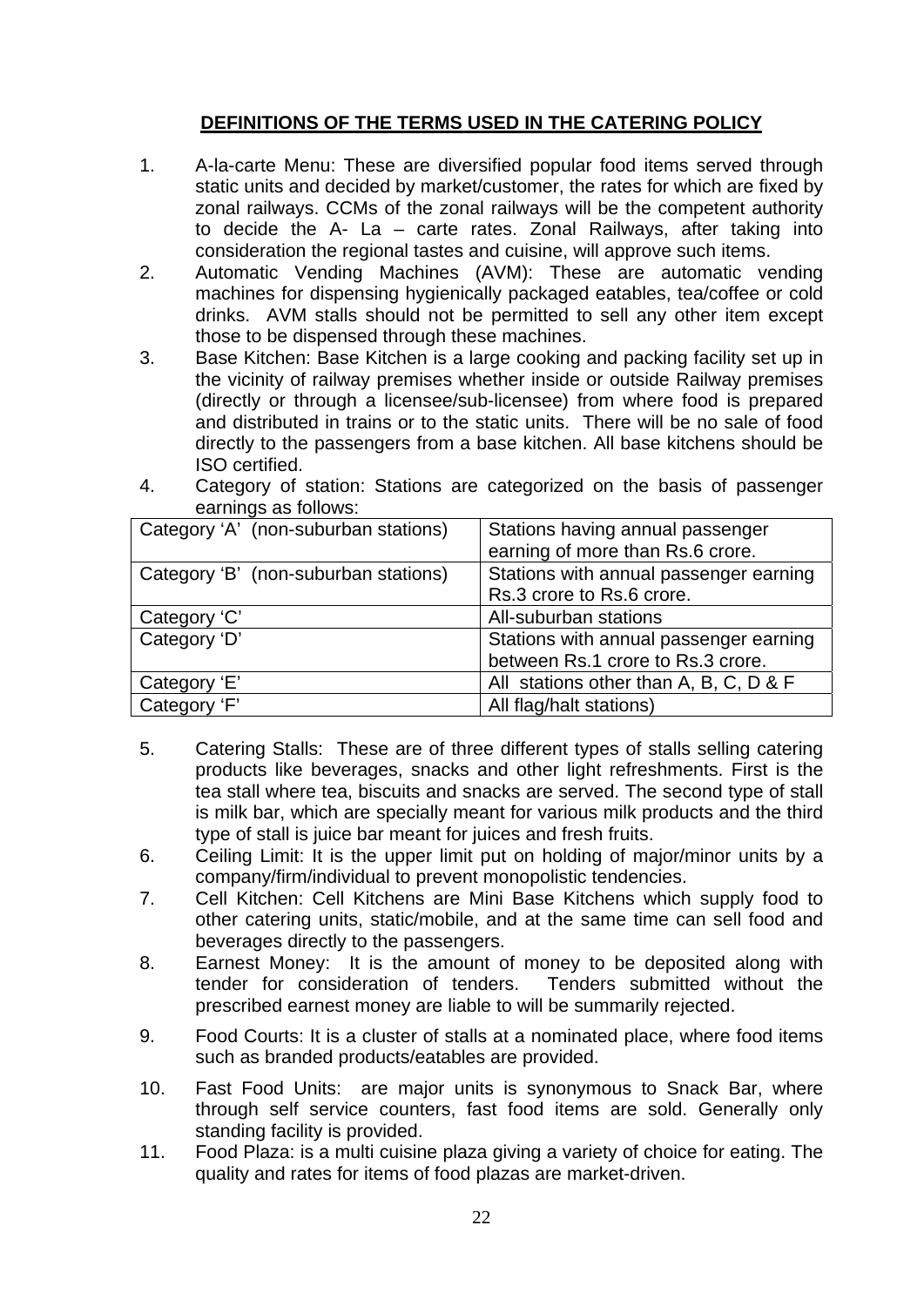## DEFINITIONS OF THE TERMS USED IN THE CATERING POLICY

1. A-la-carte Menu: These are diversified popular food items served through static units and decided by market/customer, the rates for which are fixed by zonal railways. CCMs of the zonal railways will be the competent authority to decide the A- La – carte rates. Zonal Railways, after taking into consideration the regional tastes and cuisine, will approve such items.
2. Automatic Vending Machines (AVM): These are automatic vending machines for dispensing hygienically packaged eatables, tea/coffee or cold drinks. AVM stalls should not be permitted to sell any other item except those to be dispensed through these machines.
3. Base Kitchen: Base Kitchen is a large cooking and packing facility set up in the vicinity of railway premises whether inside or outside Railway premises (directly or through a licensee/sub-licensee) from where food is prepared and distributed in trains or to the static units. There will be no sale of food directly to the passengers from a base kitchen. All base kitchens should be ISO certified.
4. Category of station: Stations are categorized on the basis of passenger earnings as follows:

| Category | Description |
|---|---|
| Category 'A' (non-suburban stations) | Stations having annual passenger earning of more than Rs.6 crore. |
| Category 'B' (non-suburban stations) | Stations with annual passenger earning Rs.3 crore to Rs.6 crore. |
| Category 'C' | All-suburban stations |
| Category 'D' | Stations with annual passenger earning between Rs.1 crore to Rs.3 crore. |
| Category 'E' | All stations other than A, B, C, D & F |
| Category 'F' | All flag/halt stations) |

5. Catering Stalls: These are of three different types of stalls selling catering products like beverages, snacks and other light refreshments. First is the tea stall where tea, biscuits and snacks are served. The second type of stall is milk bar, which are specially meant for various milk products and the third type of stall is juice bar meant for juices and fresh fruits.
6. Ceiling Limit: It is the upper limit put on holding of major/minor units by a company/firm/individual to prevent monopolistic tendencies.
7. Cell Kitchen: Cell Kitchens are Mini Base Kitchens which supply food to other catering units, static/mobile, and at the same time can sell food and beverages directly to the passengers.
8. Earnest Money: It is the amount of money to be deposited along with tender for consideration of tenders. Tenders submitted without the prescribed earnest money are liable to will be summarily rejected.
9. Food Courts: It is a cluster of stalls at a nominated place, where food items such as branded products/eatables are provided.
10. Fast Food Units: are major units is synonymous to Snack Bar, where through self service counters, fast food items are sold. Generally only standing facility is provided.
11. Food Plaza: is a multi cuisine plaza giving a variety of choice for eating. The quality and rates for items of food plazas are market-driven.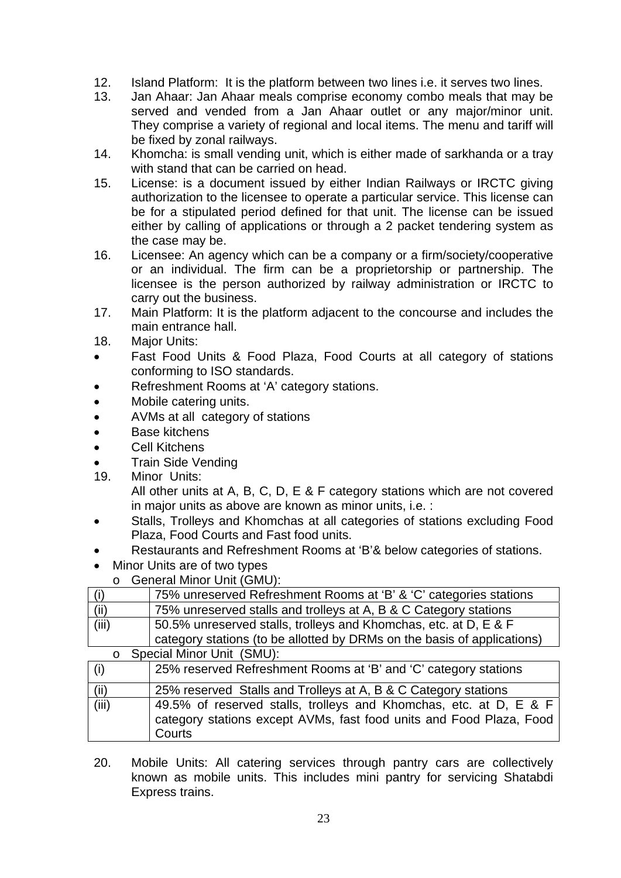12. Island Platform: It is the platform between two lines i.e. it serves two lines.
13. Jan Ahaar: Jan Ahaar meals comprise economy combo meals that may be served and vended from a Jan Ahaar outlet or any major/minor unit. They comprise a variety of regional and local items. The menu and tariff will be fixed by zonal railways.
14. Khomcha: is small vending unit, which is either made of sarkhanda or a tray with stand that can be carried on head.
15. License: is a document issued by either Indian Railways or IRCTC giving authorization to the licensee to operate a particular service. This license can be for a stipulated period defined for that unit. The license can be issued either by calling of applications or through a 2 packet tendering system as the case may be.
16. Licensee: An agency which can be a company or a firm/society/cooperative or an individual. The firm can be a proprietorship or partnership. The licensee is the person authorized by railway administration or IRCTC to carry out the business.
17. Main Platform: It is the platform adjacent to the concourse and includes the main entrance hall.
18. Major Units:

- Fast Food Units & Food Plaza, Food Courts at all category of stations conforming to ISO standards.
- Refreshment Rooms at 'A' category stations.
- Mobile catering units.
- AVMs at all category of stations
- Base kitchens
- Cell Kitchens
- Train Side Vending

19. Minor Units:
    All other units at A, B, C, D, E & F category stations which are not covered in major units as above are known as minor units, i.e. :

- Stalls, Trolleys and Khomchas at all categories of stations excluding Food Plaza, Food Courts and Fast food units.
- Restaurants and Refreshment Rooms at 'B'& below categories of stations.
- Minor Units are of two types
    - General Minor Unit (GMU):

| | |
|---|---|
| (i) | 75% unreserved Refreshment Rooms at 'B' & 'C' categories stations |
| (ii) | 75% unreserved stalls and trolleys at A, B & C Category stations |
| (iii) | 50.5% unreserved stalls, trolleys and Khomchas, etc. at D, E & F category stations (to be allotted by DRMs on the basis of applications) |

- Special Minor Unit (SMU):

| | |
|---|---|
| (i) | 25% reserved Refreshment Rooms at 'B' and 'C' category stations |
| (ii) | 25% reserved Stalls and Trolleys at A, B & C Category stations |
| (iii) | 49.5% of reserved stalls, trolleys and Khomchas, etc. at D, E & F category stations except AVMs, fast food units and Food Plaza, Food Courts |

20. Mobile Units: All catering services through pantry cars are collectively known as mobile units. This includes mini pantry for servicing Shatabdi Express trains.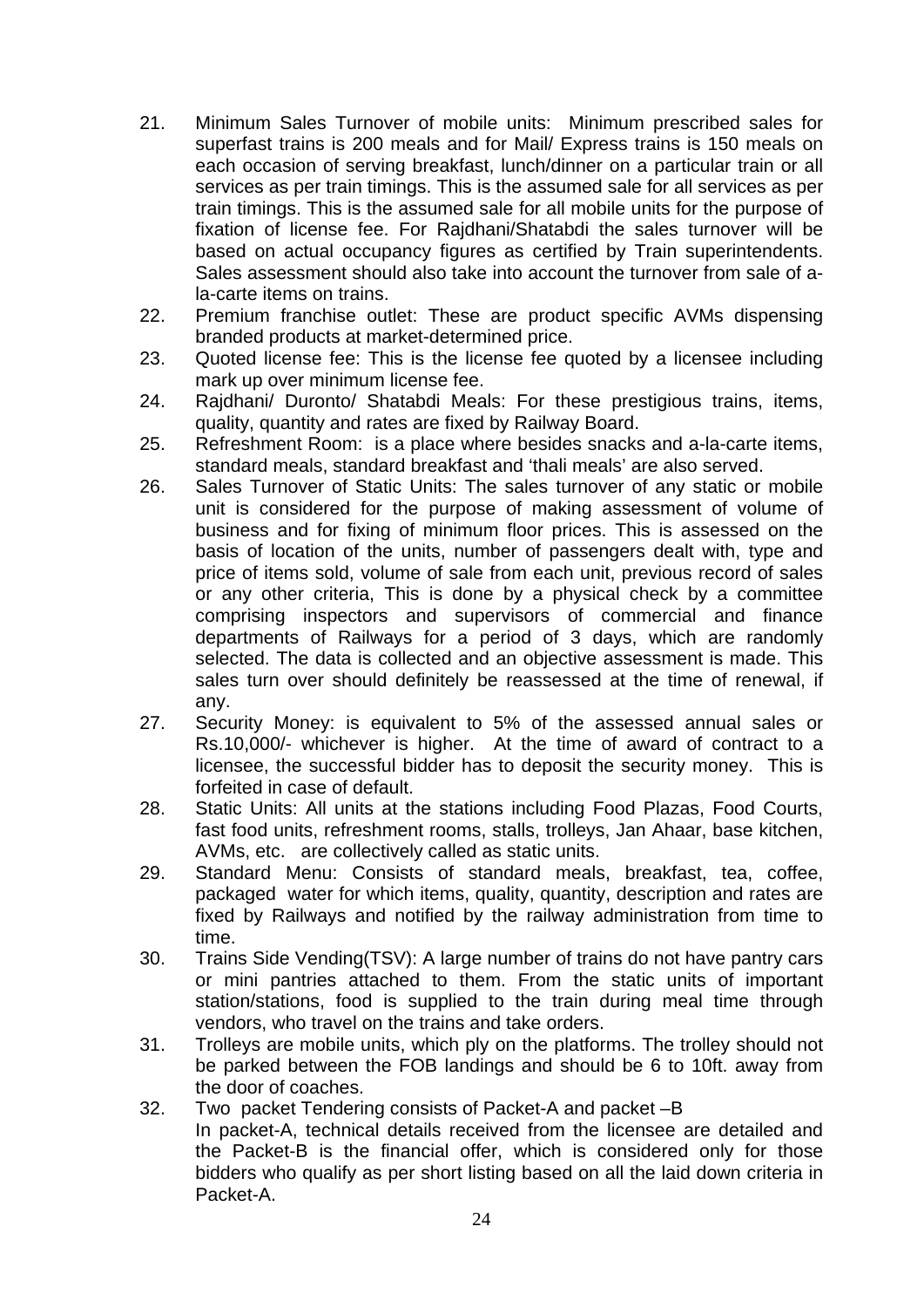21. Minimum Sales Turnover of mobile units: Minimum prescribed sales for superfast trains is 200 meals and for Mail/ Express trains is 150 meals on each occasion of serving breakfast, lunch/dinner on a particular train or all services as per train timings. This is the assumed sale for all services as per train timings. This is the assumed sale for all mobile units for the purpose of fixation of license fee. For Rajdhani/Shatabdi the sales turnover will be based on actual occupancy figures as certified by Train superintendents. Sales assessment should also take into account the turnover from sale of a-la-carte items on trains.
22. Premium franchise outlet: These are product specific AVMs dispensing branded products at market-determined price.
23. Quoted license fee: This is the license fee quoted by a licensee including mark up over minimum license fee.
24. Rajdhani/ Duronto/ Shatabdi Meals: For these prestigious trains, items, quality, quantity and rates are fixed by Railway Board.
25. Refreshment Room: is a place where besides snacks and a-la-carte items, standard meals, standard breakfast and 'thali meals' are also served.
26. Sales Turnover of Static Units: The sales turnover of any static or mobile unit is considered for the purpose of making assessment of volume of business and for fixing of minimum floor prices. This is assessed on the basis of location of the units, number of passengers dealt with, type and price of items sold, volume of sale from each unit, previous record of sales or any other criteria, This is done by a physical check by a committee comprising inspectors and supervisors of commercial and finance departments of Railways for a period of 3 days, which are randomly selected. The data is collected and an objective assessment is made. This sales turn over should definitely be reassessed at the time of renewal, if any.
27. Security Money: is equivalent to 5% of the assessed annual sales or Rs.10,000/- whichever is higher. At the time of award of contract to a licensee, the successful bidder has to deposit the security money. This is forfeited in case of default.
28. Static Units: All units at the stations including Food Plazas, Food Courts, fast food units, refreshment rooms, stalls, trolleys, Jan Ahaar, base kitchen, AVMs, etc. are collectively called as static units.
29. Standard Menu: Consists of standard meals, breakfast, tea, coffee, packaged water for which items, quality, quantity, description and rates are fixed by Railways and notified by the railway administration from time to time.
30. Trains Side Vending(TSV): A large number of trains do not have pantry cars or mini pantries attached to them. From the static units of important station/stations, food is supplied to the train during meal time through vendors, who travel on the trains and take orders.
31. Trolleys are mobile units, which ply on the platforms. The trolley should not be parked between the FOB landings and should be 6 to 10ft. away from the door of coaches.
32. Two packet Tendering consists of Packet-A and packet –B

    In packet-A, technical details received from the licensee are detailed and the Packet-B is the financial offer, which is considered only for those bidders who qualify as per short listing based on all the laid down criteria in Packet-A.